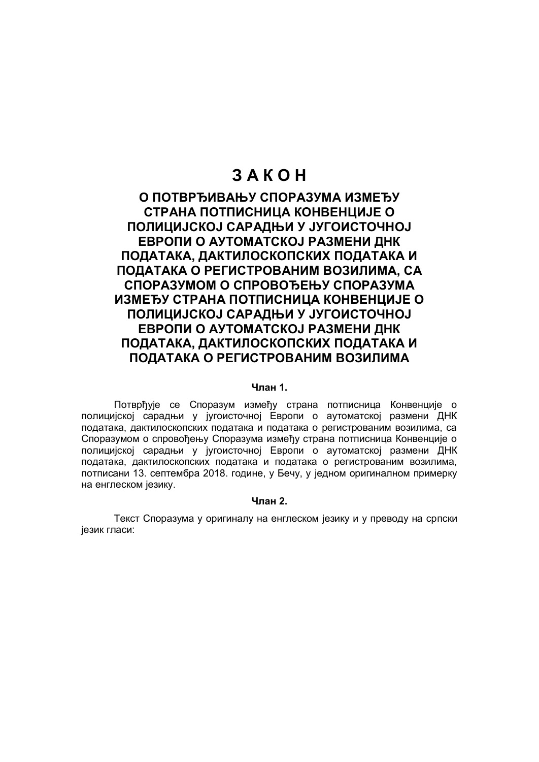# З А К О Н

## О ПОТВРЂИВАЊУ СПОРАЗУМА ИЗМЕЂУ СТРАНА ПОТПИСНИЦА КОНВЕНЦИЈЕ О ПОЛИЦИЈСКОЈ САРАДЊИ У ЈУГОИСТОЧНОЈ ЕВРОПИ О АУТОМАТСКОЈ РАЗМЕНИ ДНК ПОДАТАКА, ДАКТИЛОСКОПСКИХ ПОДАТАКА И ПОДАТАКА О РЕГИСТРОВАНИМ ВОЗИЛИМА, СА СПОРАЗУМОМ О СПРОВОЂЕЊУ СПОРАЗУМА ИЗМЕЂУ СТРАНА ПОТПИСНИЦА КОНВЕНЦИЈЕ О ПОЛИЦИЈСКОЈ САРАДЊИ У ЈУГОИСТОЧНОЈ ЕВРОПИ О АУТОМАТСКОЈ РАЗМЕНИ ДНК ПОДАТАКА, ДАКТИЛОСКОПСКИХ ПОДАТАКА И ПОДАТАКА О РЕГИСТРОВАНИМ ВОЗИЛИМА

**Члан 1.**

Потврђује се Споразум између страна потписница Конвенције о полицијској сарадњи у југоисточној Европи о аутоматској размени ДНК података, дактилоскопских података и података о регистрованим возилима, са Споразумом о спровођењу Споразума између страна потписница Конвенције о полицијској сарадњи у југоисточној Европи о аутоматској размени ДНК података, дактилоскопских података и података о регистрованим возилима, потписани 13. септембра 2018. године, у Бечу, у једном оригиналном примерку на енглеском језику.

**Члан 2.**

Текст Споразума у оригиналу на енглеском језику и у преводу на српски језик гласи: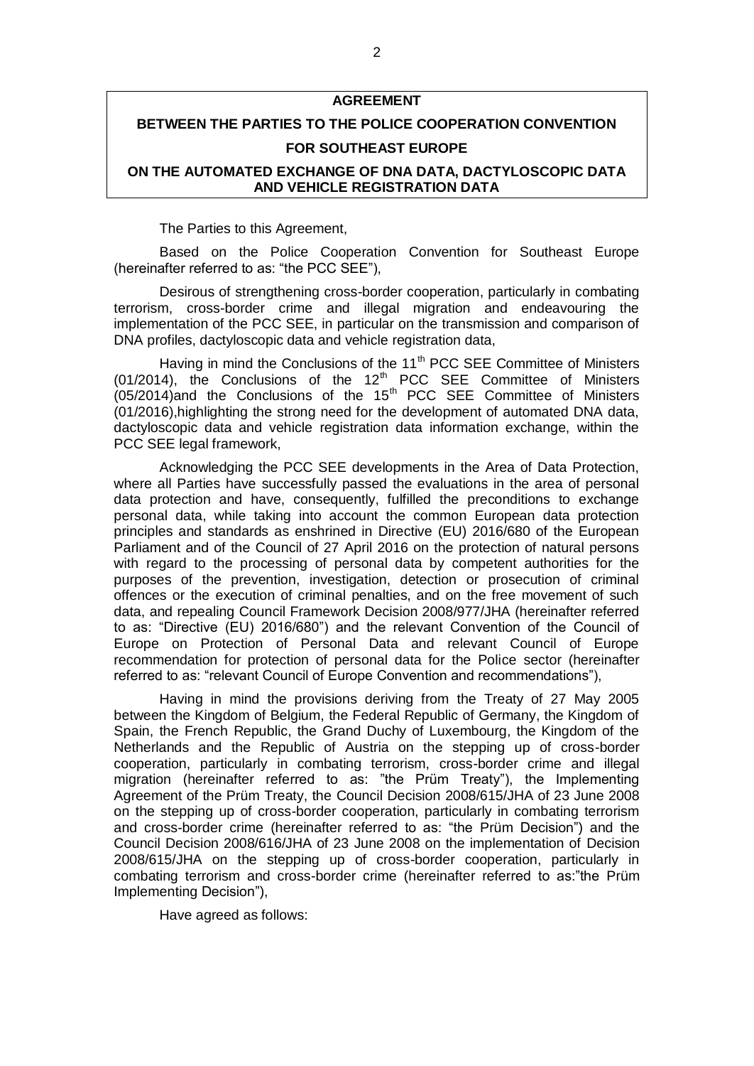**AGREEMENT**

**BETWEEN THE PARTIES TO THE POLICE COOPERATION CONVENTION FOR SOUTHEAST EUROPE**

**ON THE AUTOMATED EXCHANGE OF DNA DATA, DACTYLOSCOPIC DATA AND VEHICLE REGISTRATION DATA**

The Parties to this Agreement,

Based on the Police Cooperation Convention for Southeast Europe (hereinafter referred to as: "the PCC SEE"),

Desirous of strengthening cross-border cooperation, particularly in combating terrorism, cross-border crime and illegal migration and endeavouring the implementation of the PCC SEE, in particular on the transmission and comparison of DNA profiles, dactyloscopic data and vehicle registration data,

Having in mind the Conclusions of the 11th PCC SEE Committee of Ministers (01/2014), the Conclusions of the 12th PCC SEE Committee of Ministers (05/2014)and the Conclusions of the 15th PCC SEE Committee of Ministers (01/2016),highlighting the strong need for the development of automated DNA data, dactyloscopic data and vehicle registration data information exchange, within the PCC SEE legal framework,

Acknowledging the PCC SEE developments in the Area of Data Protection, where all Parties have successfully passed the evaluations in the area of personal data protection and have, consequently, fulfilled the preconditions to exchange personal data, while taking into account the common European data protection principles and standards as enshrined in Directive (EU) 2016/680 of the European Parliament and of the Council of 27 April 2016 on the protection of natural persons with regard to the processing of personal data by competent authorities for the purposes of the prevention, investigation, detection or prosecution of criminal offences or the execution of criminal penalties, and on the free movement of such data, and repealing Council Framework Decision 2008/977/JHA (hereinafter referred to as: "Directive (EU) 2016/680") and the relevant Convention of the Council of Europe on Protection of Personal Data and relevant Council of Europe recommendation for protection of personal data for the Police sector (hereinafter referred to as: "relevant Council of Europe Convention and recommendations"),

Having in mind the provisions deriving from the Treaty of 27 May 2005 between the Kingdom of Belgium, the Federal Republic of Germany, the Kingdom of Spain, the French Republic, the Grand Duchy of Luxembourg, the Kingdom of the Netherlands and the Republic of Austria on the stepping up of cross-border cooperation, particularly in combating terrorism, cross-border crime and illegal migration (hereinafter referred to as: "the Prüm Treaty"), the Implementing Agreement of the Prüm Treaty, the Council Decision 2008/615/JHA of 23 June 2008 on the stepping up of cross-border cooperation, particularly in combating terrorism and cross-border crime (hereinafter referred to as: "the Prüm Decision") and the Council Decision 2008/616/JHA of 23 June 2008 on the implementation of Decision 2008/615/JHA on the stepping up of cross-border cooperation, particularly in combating terrorism and cross-border crime (hereinafter referred to as:"the Prüm Implementing Decision"),

Have agreed as follows: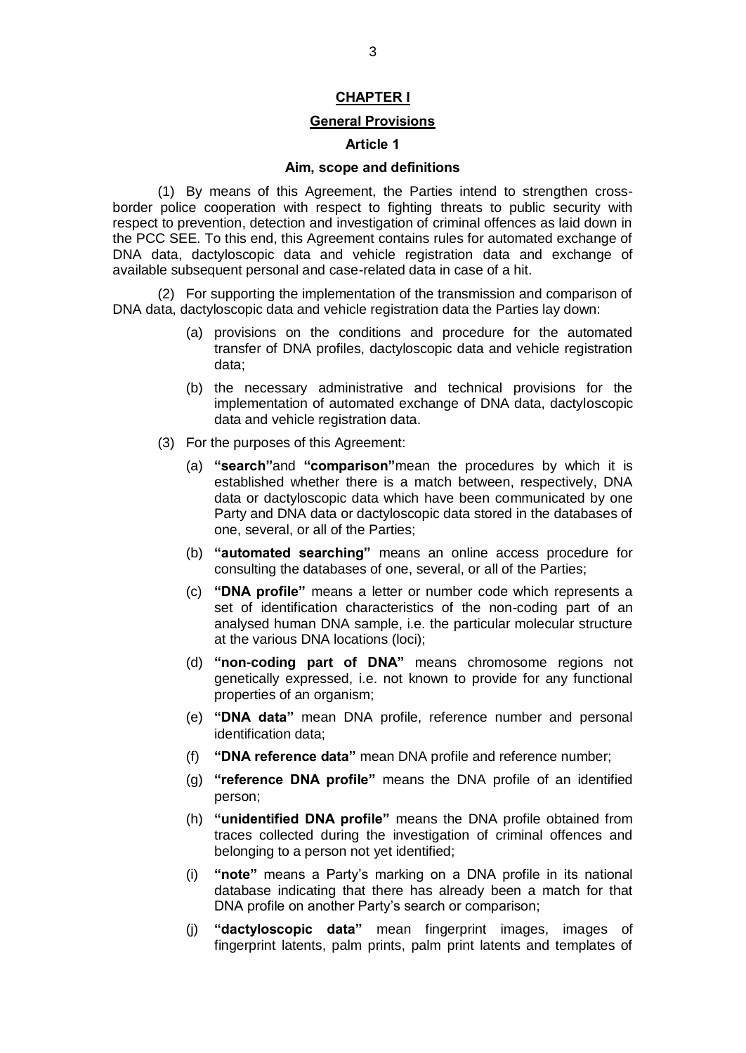## CHAPTER I

## General Provisions

### Article 1

### Aim, scope and definitions

(1) By means of this Agreement, the Parties intend to strengthen cross-border police cooperation with respect to fighting threats to public security with respect to prevention, detection and investigation of criminal offences as laid down in the PCC SEE. To this end, this Agreement contains rules for automated exchange of DNA data, dactyloscopic data and vehicle registration data and exchange of available subsequent personal and case-related data in case of a hit.

(2) For supporting the implementation of the transmission and comparison of DNA data, dactyloscopic data and vehicle registration data the Parties lay down:

(a) provisions on the conditions and procedure for the automated transfer of DNA profiles, dactyloscopic data and vehicle registration data;

(b) the necessary administrative and technical provisions for the implementation of automated exchange of DNA data, dactyloscopic data and vehicle registration data.

(3) For the purposes of this Agreement:

(a) **"search"** and **"comparison"** mean the procedures by which it is established whether there is a match between, respectively, DNA data or dactyloscopic data which have been communicated by one Party and DNA data or dactyloscopic data stored in the databases of one, several, or all of the Parties;

(b) **"automated searching"** means an online access procedure for consulting the databases of one, several, or all of the Parties;

(c) **"DNA profile"** means a letter or number code which represents a set of identification characteristics of the non-coding part of an analysed human DNA sample, i.e. the particular molecular structure at the various DNA locations (loci);

(d) **"non-coding part of DNA"** means chromosome regions not genetically expressed, i.e. not known to provide for any functional properties of an organism;

(e) **"DNA data"** mean DNA profile, reference number and personal identification data;

(f) **"DNA reference data"** mean DNA profile and reference number;

(g) **"reference DNA profile"** means the DNA profile of an identified person;

(h) **"unidentified DNA profile"** means the DNA profile obtained from traces collected during the investigation of criminal offences and belonging to a person not yet identified;

(i) **"note"** means a Party's marking on a DNA profile in its national database indicating that there has already been a match for that DNA profile on another Party's search or comparison;

(j) **"dactyloscopic data"** mean fingerprint images, images of fingerprint latents, palm prints, palm print latents and templates of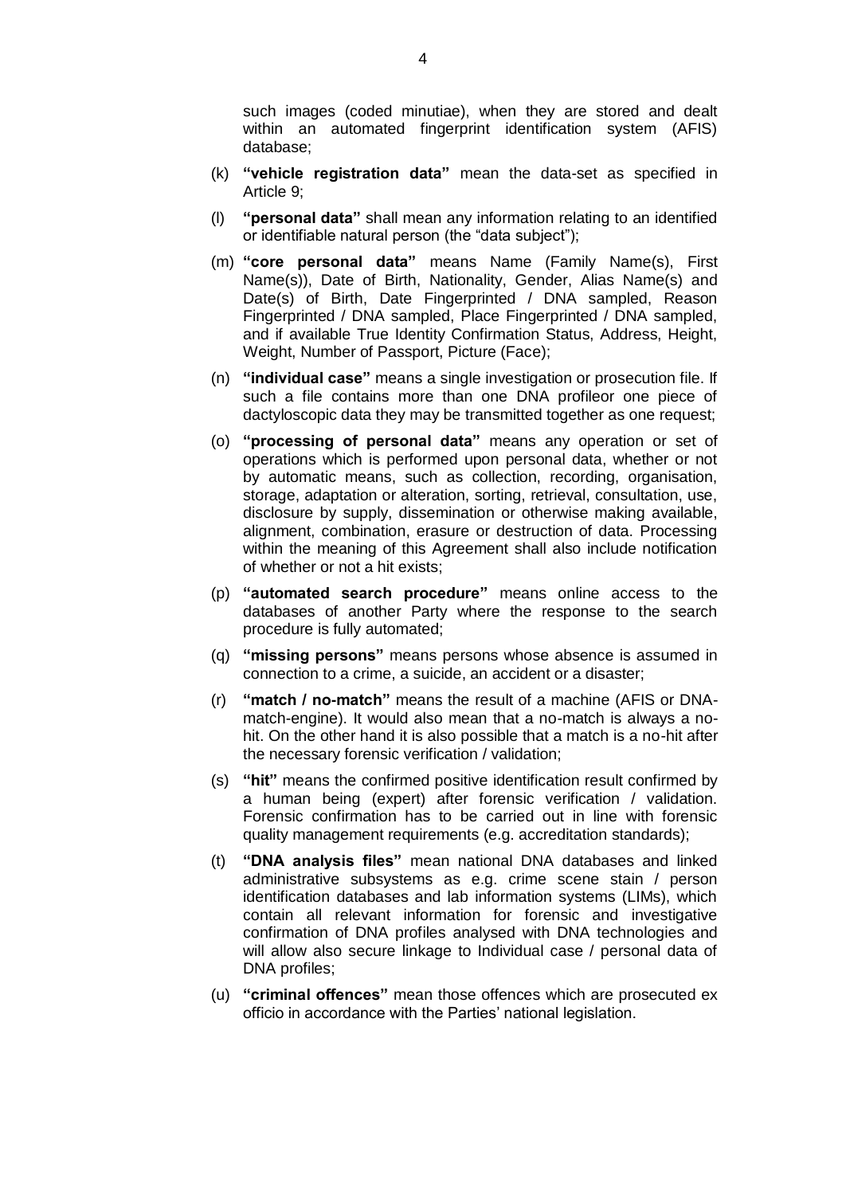such images (coded minutiae), when they are stored and dealt within an automated fingerprint identification system (AFIS) database;

(k) **"vehicle registration data"** mean the data-set as specified in Article 9;

(l) **"personal data"** shall mean any information relating to an identified or identifiable natural person (the "data subject");

(m) **"core personal data"** means Name (Family Name(s), First Name(s)), Date of Birth, Nationality, Gender, Alias Name(s) and Date(s) of Birth, Date Fingerprinted / DNA sampled, Reason Fingerprinted / DNA sampled, Place Fingerprinted / DNA sampled, and if available True Identity Confirmation Status, Address, Height, Weight, Number of Passport, Picture (Face);

(n) **"individual case"** means a single investigation or prosecution file. If such a file contains more than one DNA profileor one piece of dactyloscopic data they may be transmitted together as one request;

(o) **"processing of personal data"** means any operation or set of operations which is performed upon personal data, whether or not by automatic means, such as collection, recording, organisation, storage, adaptation or alteration, sorting, retrieval, consultation, use, disclosure by supply, dissemination or otherwise making available, alignment, combination, erasure or destruction of data. Processing within the meaning of this Agreement shall also include notification of whether or not a hit exists;

(p) **"automated search procedure"** means online access to the databases of another Party where the response to the search procedure is fully automated;

(q) **"missing persons"** means persons whose absence is assumed in connection to a crime, a suicide, an accident or a disaster;

(r) **"match / no-match"** means the result of a machine (AFIS or DNA-match-engine). It would also mean that a no-match is always a no-hit. On the other hand it is also possible that a match is a no-hit after the necessary forensic verification / validation;

(s) **"hit"** means the confirmed positive identification result confirmed by a human being (expert) after forensic verification / validation. Forensic confirmation has to be carried out in line with forensic quality management requirements (e.g. accreditation standards);

(t) **"DNA analysis files"** mean national DNA databases and linked administrative subsystems as e.g. crime scene stain / person identification databases and lab information systems (LIMs), which contain all relevant information for forensic and investigative confirmation of DNA profiles analysed with DNA technologies and will allow also secure linkage to Individual case / personal data of DNA profiles;

(u) **"criminal offences"** mean those offences which are prosecuted ex officio in accordance with the Parties' national legislation.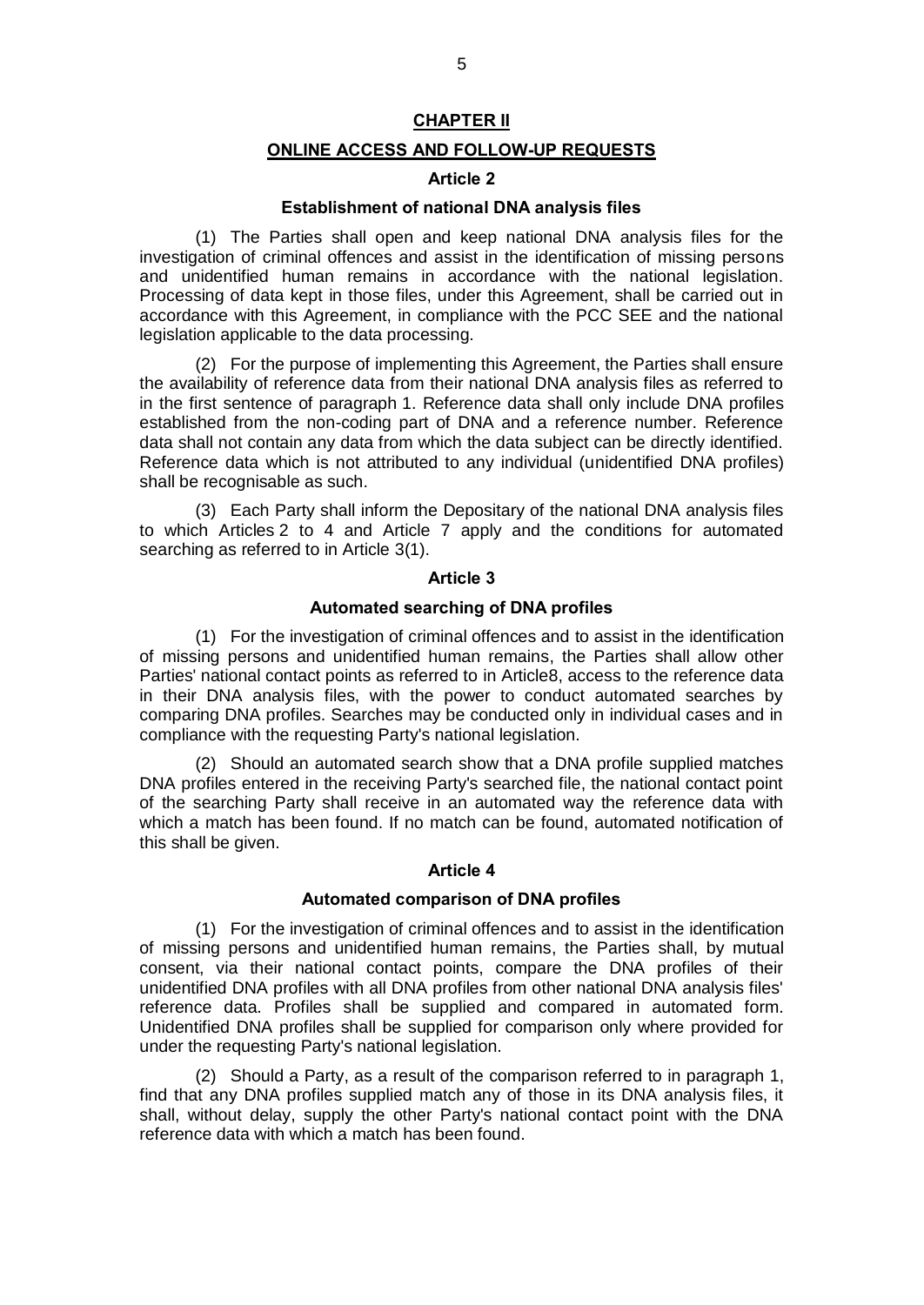## CHAPTER II

## ONLINE ACCESS AND FOLLOW-UP REQUESTS

### Article 2

#### Establishment of national DNA analysis files

(1) The Parties shall open and keep national DNA analysis files for the investigation of criminal offences and assist in the identification of missing persons and unidentified human remains in accordance with the national legislation. Processing of data kept in those files, under this Agreement, shall be carried out in accordance with this Agreement, in compliance with the PCC SEE and the national legislation applicable to the data processing.

(2) For the purpose of implementing this Agreement, the Parties shall ensure the availability of reference data from their national DNA analysis files as referred to in the first sentence of paragraph 1. Reference data shall only include DNA profiles established from the non-coding part of DNA and a reference number. Reference data shall not contain any data from which the data subject can be directly identified. Reference data which is not attributed to any individual (unidentified DNA profiles) shall be recognisable as such.

(3) Each Party shall inform the Depositary of the national DNA analysis files to which Articles 2 to 4 and Article 7 apply and the conditions for automated searching as referred to in Article 3(1).

### Article 3

#### Automated searching of DNA profiles

(1) For the investigation of criminal offences and to assist in the identification of missing persons and unidentified human remains, the Parties shall allow other Parties' national contact points as referred to in Article8, access to the reference data in their DNA analysis files, with the power to conduct automated searches by comparing DNA profiles. Searches may be conducted only in individual cases and in compliance with the requesting Party's national legislation.

(2) Should an automated search show that a DNA profile supplied matches DNA profiles entered in the receiving Party's searched file, the national contact point of the searching Party shall receive in an automated way the reference data with which a match has been found. If no match can be found, automated notification of this shall be given.

### Article 4

#### Automated comparison of DNA profiles

(1) For the investigation of criminal offences and to assist in the identification of missing persons and unidentified human remains, the Parties shall, by mutual consent, via their national contact points, compare the DNA profiles of their unidentified DNA profiles with all DNA profiles from other national DNA analysis files' reference data. Profiles shall be supplied and compared in automated form. Unidentified DNA profiles shall be supplied for comparison only where provided for under the requesting Party's national legislation.

(2) Should a Party, as a result of the comparison referred to in paragraph 1, find that any DNA profiles supplied match any of those in its DNA analysis files, it shall, without delay, supply the other Party's national contact point with the DNA reference data with which a match has been found.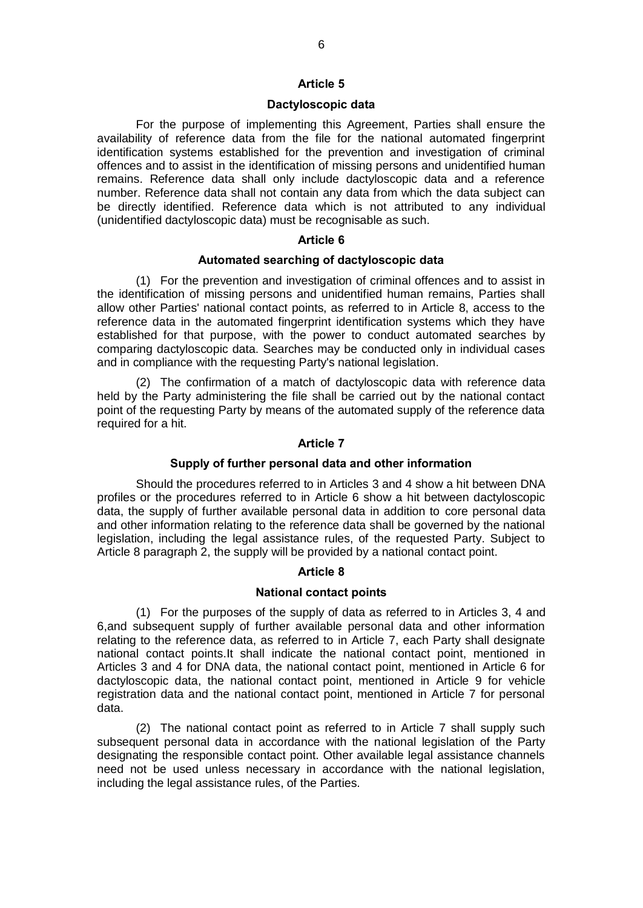## Article 5

### Dactyloscopic data

For the purpose of implementing this Agreement, Parties shall ensure the availability of reference data from the file for the national automated fingerprint identification systems established for the prevention and investigation of criminal offences and to assist in the identification of missing persons and unidentified human remains. Reference data shall only include dactyloscopic data and a reference number. Reference data shall not contain any data from which the data subject can be directly identified. Reference data which is not attributed to any individual (unidentified dactyloscopic data) must be recognisable as such.

## Article 6

### Automated searching of dactyloscopic data

(1) For the prevention and investigation of criminal offences and to assist in the identification of missing persons and unidentified human remains, Parties shall allow other Parties' national contact points, as referred to in Article 8, access to the reference data in the automated fingerprint identification systems which they have established for that purpose, with the power to conduct automated searches by comparing dactyloscopic data. Searches may be conducted only in individual cases and in compliance with the requesting Party's national legislation.

(2) The confirmation of a match of dactyloscopic data with reference data held by the Party administering the file shall be carried out by the national contact point of the requesting Party by means of the automated supply of the reference data required for a hit.

## Article 7

### Supply of further personal data and other information

Should the procedures referred to in Articles 3 and 4 show a hit between DNA profiles or the procedures referred to in Article 6 show a hit between dactyloscopic data, the supply of further available personal data in addition to core personal data and other information relating to the reference data shall be governed by the national legislation, including the legal assistance rules, of the requested Party. Subject to Article 8 paragraph 2, the supply will be provided by a national contact point.

## Article 8

### National contact points

(1) For the purposes of the supply of data as referred to in Articles 3, 4 and 6,and subsequent supply of further available personal data and other information relating to the reference data, as referred to in Article 7, each Party shall designate national contact points.It shall indicate the national contact point, mentioned in Articles 3 and 4 for DNA data, the national contact point, mentioned in Article 6 for dactyloscopic data, the national contact point, mentioned in Article 9 for vehicle registration data and the national contact point, mentioned in Article 7 for personal data.

(2) The national contact point as referred to in Article 7 shall supply such subsequent personal data in accordance with the national legislation of the Party designating the responsible contact point. Other available legal assistance channels need not be used unless necessary in accordance with the national legislation, including the legal assistance rules, of the Parties.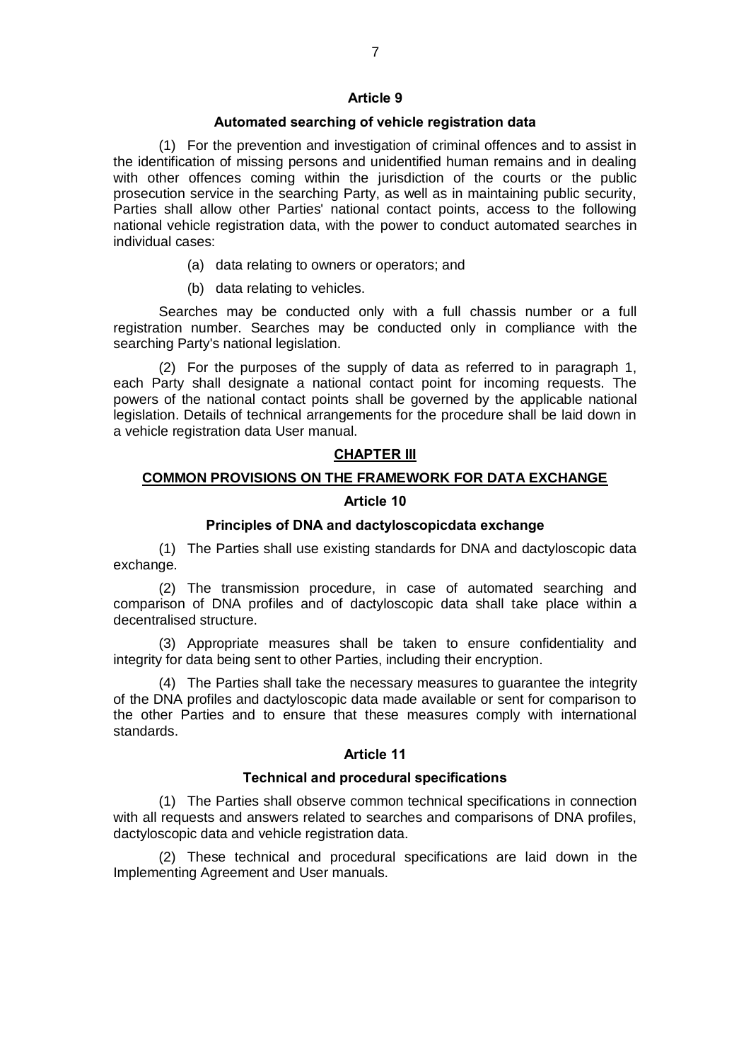### Article 9

### Automated searching of vehicle registration data

(1) For the prevention and investigation of criminal offences and to assist in the identification of missing persons and unidentified human remains and in dealing with other offences coming within the jurisdiction of the courts or the public prosecution service in the searching Party, as well as in maintaining public security, Parties shall allow other Parties' national contact points, access to the following national vehicle registration data, with the power to conduct automated searches in individual cases:

(a) data relating to owners or operators; and

(b) data relating to vehicles.

Searches may be conducted only with a full chassis number or a full registration number. Searches may be conducted only in compliance with the searching Party's national legislation.

(2) For the purposes of the supply of data as referred to in paragraph 1, each Party shall designate a national contact point for incoming requests. The powers of the national contact points shall be governed by the applicable national legislation. Details of technical arrangements for the procedure shall be laid down in a vehicle registration data User manual.

## CHAPTER III

## COMMON PROVISIONS ON THE FRAMEWORK FOR DATA EXCHANGE

### Article 10

### Principles of DNA and dactyloscopicdata exchange

(1) The Parties shall use existing standards for DNA and dactyloscopic data exchange.

(2) The transmission procedure, in case of automated searching and comparison of DNA profiles and of dactyloscopic data shall take place within a decentralised structure.

(3) Appropriate measures shall be taken to ensure confidentiality and integrity for data being sent to other Parties, including their encryption.

(4) The Parties shall take the necessary measures to guarantee the integrity of the DNA profiles and dactyloscopic data made available or sent for comparison to the other Parties and to ensure that these measures comply with international standards.

### Article 11

### Technical and procedural specifications

(1) The Parties shall observe common technical specifications in connection with all requests and answers related to searches and comparisons of DNA profiles, dactyloscopic data and vehicle registration data.

(2) These technical and procedural specifications are laid down in the Implementing Agreement and User manuals.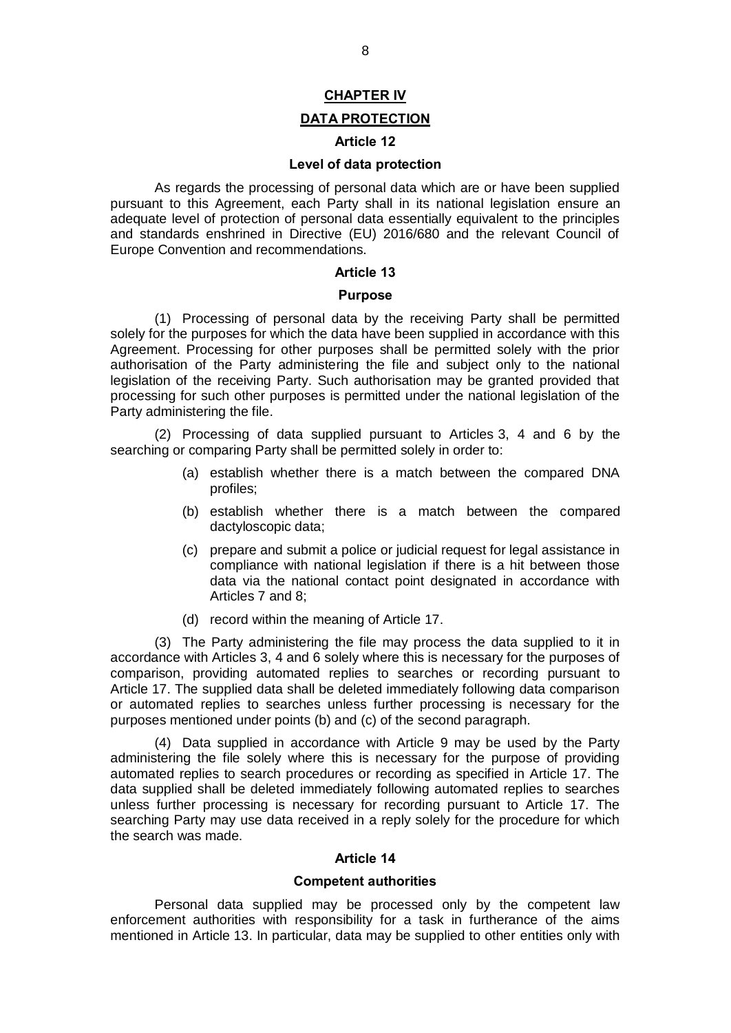## CHAPTER IV

## DATA PROTECTION

### Article 12

### Level of data protection

As regards the processing of personal data which are or have been supplied pursuant to this Agreement, each Party shall in its national legislation ensure an adequate level of protection of personal data essentially equivalent to the principles and standards enshrined in Directive (EU) 2016/680 and the relevant Council of Europe Convention and recommendations.

### Article 13

### Purpose

(1) Processing of personal data by the receiving Party shall be permitted solely for the purposes for which the data have been supplied in accordance with this Agreement. Processing for other purposes shall be permitted solely with the prior authorisation of the Party administering the file and subject only to the national legislation of the receiving Party. Such authorisation may be granted provided that processing for such other purposes is permitted under the national legislation of the Party administering the file.

(2) Processing of data supplied pursuant to Articles 3, 4 and 6 by the searching or comparing Party shall be permitted solely in order to:

- (a) establish whether there is a match between the compared DNA profiles;
- (b) establish whether there is a match between the compared dactyloscopic data;
- (c) prepare and submit a police or judicial request for legal assistance in compliance with national legislation if there is a hit between those data via the national contact point designated in accordance with Articles 7 and 8;
- (d) record within the meaning of Article 17.

(3) The Party administering the file may process the data supplied to it in accordance with Articles 3, 4 and 6 solely where this is necessary for the purposes of comparison, providing automated replies to searches or recording pursuant to Article 17. The supplied data shall be deleted immediately following data comparison or automated replies to searches unless further processing is necessary for the purposes mentioned under points (b) and (c) of the second paragraph.

(4) Data supplied in accordance with Article 9 may be used by the Party administering the file solely where this is necessary for the purpose of providing automated replies to search procedures or recording as specified in Article 17. The data supplied shall be deleted immediately following automated replies to searches unless further processing is necessary for recording pursuant to Article 17. The searching Party may use data received in a reply solely for the procedure for which the search was made.

### Article 14

### Competent authorities

Personal data supplied may be processed only by the competent law enforcement authorities with responsibility for a task in furtherance of the aims mentioned in Article 13. In particular, data may be supplied to other entities only with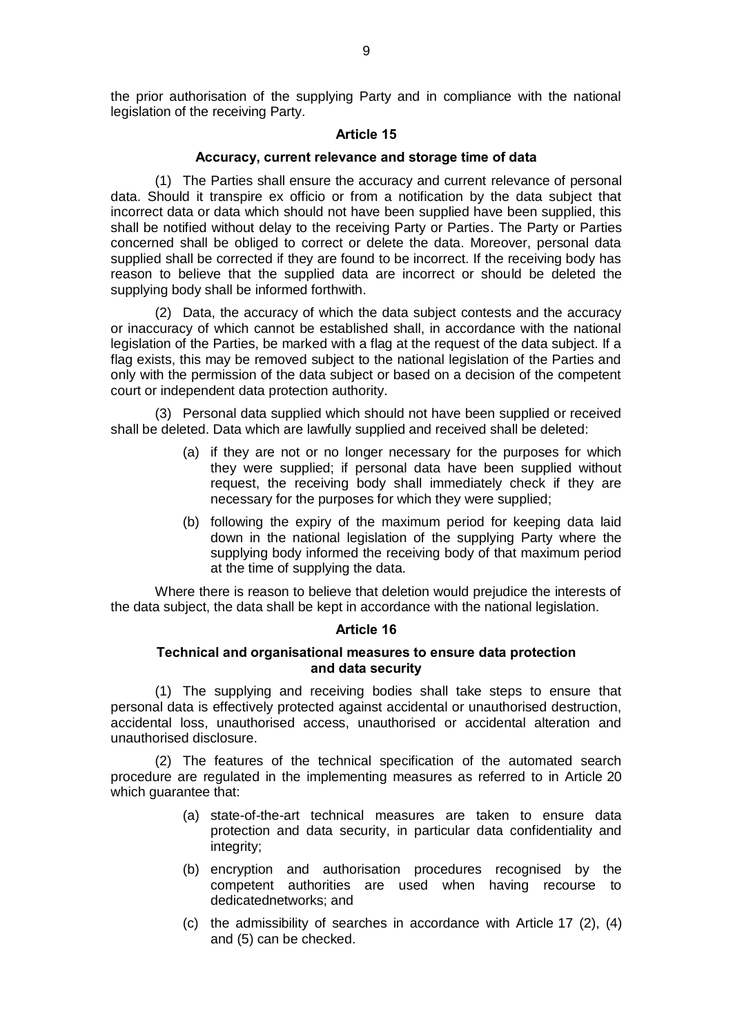the prior authorisation of the supplying Party and in compliance with the national legislation of the receiving Party.

### Article 15

#### Accuracy, current relevance and storage time of data

(1) The Parties shall ensure the accuracy and current relevance of personal data. Should it transpire ex officio or from a notification by the data subject that incorrect data or data which should not have been supplied have been supplied, this shall be notified without delay to the receiving Party or Parties. The Party or Parties concerned shall be obliged to correct or delete the data. Moreover, personal data supplied shall be corrected if they are found to be incorrect. If the receiving body has reason to believe that the supplied data are incorrect or should be deleted the supplying body shall be informed forthwith.

(2) Data, the accuracy of which the data subject contests and the accuracy or inaccuracy of which cannot be established shall, in accordance with the national legislation of the Parties, be marked with a flag at the request of the data subject. If a flag exists, this may be removed subject to the national legislation of the Parties and only with the permission of the data subject or based on a decision of the competent court or independent data protection authority.

(3) Personal data supplied which should not have been supplied or received shall be deleted. Data which are lawfully supplied and received shall be deleted:

- (a) if they are not or no longer necessary for the purposes for which they were supplied; if personal data have been supplied without request, the receiving body shall immediately check if they are necessary for the purposes for which they were supplied;
- (b) following the expiry of the maximum period for keeping data laid down in the national legislation of the supplying Party where the supplying body informed the receiving body of that maximum period at the time of supplying the data.

Where there is reason to believe that deletion would prejudice the interests of the data subject, the data shall be kept in accordance with the national legislation.

### Article 16

#### Technical and organisational measures to ensure data protection and data security

(1) The supplying and receiving bodies shall take steps to ensure that personal data is effectively protected against accidental or unauthorised destruction, accidental loss, unauthorised access, unauthorised or accidental alteration and unauthorised disclosure.

(2) The features of the technical specification of the automated search procedure are regulated in the implementing measures as referred to in Article 20 which guarantee that:

- (a) state-of-the-art technical measures are taken to ensure data protection and data security, in particular data confidentiality and integrity;
- (b) encryption and authorisation procedures recognised by the competent authorities are used when having recourse to dedicatednetworks; and
- (c) the admissibility of searches in accordance with Article 17 (2), (4) and (5) can be checked.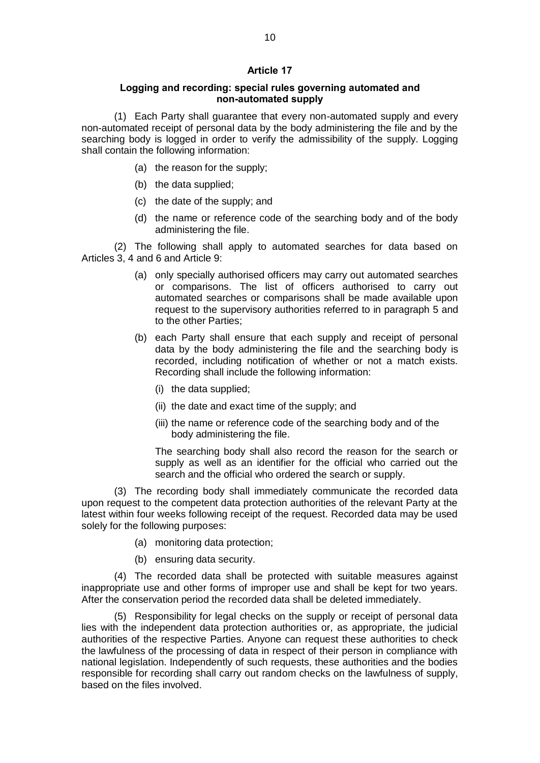### Article 17

#### Logging and recording: special rules governing automated and non-automated supply

(1) Each Party shall guarantee that every non-automated supply and every non-automated receipt of personal data by the body administering the file and by the searching body is logged in order to verify the admissibility of the supply. Logging shall contain the following information:

(a) the reason for the supply;

(b) the data supplied;

(c) the date of the supply; and

(d) the name or reference code of the searching body and of the body administering the file.

(2) The following shall apply to automated searches for data based on Articles 3, 4 and 6 and Article 9:

(a) only specially authorised officers may carry out automated searches or comparisons. The list of officers authorised to carry out automated searches or comparisons shall be made available upon request to the supervisory authorities referred to in paragraph 5 and to the other Parties;

(b) each Party shall ensure that each supply and receipt of personal data by the body administering the file and the searching body is recorded, including notification of whether or not a match exists. Recording shall include the following information:

(i) the data supplied;

(ii) the date and exact time of the supply; and

(iii) the name or reference code of the searching body and of the body administering the file.

The searching body shall also record the reason for the search or supply as well as an identifier for the official who carried out the search and the official who ordered the search or supply.

(3) The recording body shall immediately communicate the recorded data upon request to the competent data protection authorities of the relevant Party at the latest within four weeks following receipt of the request. Recorded data may be used solely for the following purposes:

(a) monitoring data protection;

(b) ensuring data security.

(4) The recorded data shall be protected with suitable measures against inappropriate use and other forms of improper use and shall be kept for two years. After the conservation period the recorded data shall be deleted immediately.

(5) Responsibility for legal checks on the supply or receipt of personal data lies with the independent data protection authorities or, as appropriate, the judicial authorities of the respective Parties. Anyone can request these authorities to check the lawfulness of the processing of data in respect of their person in compliance with national legislation. Independently of such requests, these authorities and the bodies responsible for recording shall carry out random checks on the lawfulness of supply, based on the files involved.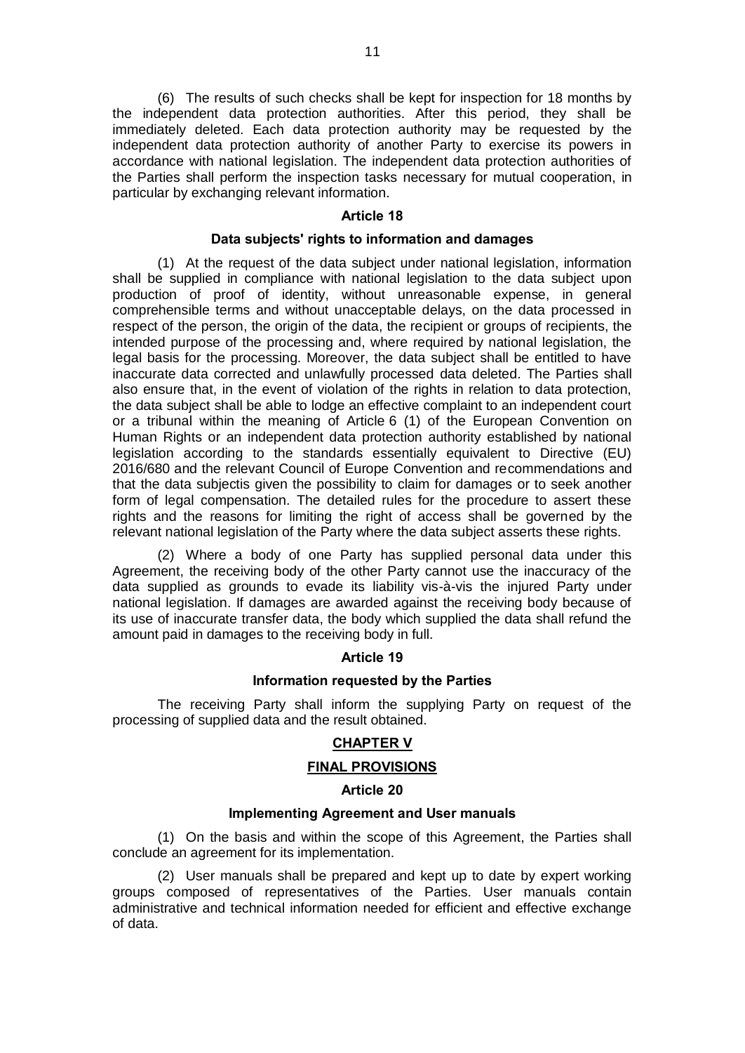(6) The results of such checks shall be kept for inspection for 18 months by the independent data protection authorities. After this period, they shall be immediately deleted. Each data protection authority may be requested by the independent data protection authority of another Party to exercise its powers in accordance with national legislation. The independent data protection authorities of the Parties shall perform the inspection tasks necessary for mutual cooperation, in particular by exchanging relevant information.

**Article 18**

**Data subjects' rights to information and damages**

(1) At the request of the data subject under national legislation, information shall be supplied in compliance with national legislation to the data subject upon production of proof of identity, without unreasonable expense, in general comprehensible terms and without unacceptable delays, on the data processed in respect of the person, the origin of the data, the recipient or groups of recipients, the intended purpose of the processing and, where required by national legislation, the legal basis for the processing. Moreover, the data subject shall be entitled to have inaccurate data corrected and unlawfully processed data deleted. The Parties shall also ensure that, in the event of violation of the rights in relation to data protection, the data subject shall be able to lodge an effective complaint to an independent court or a tribunal within the meaning of Article 6 (1) of the European Convention on Human Rights or an independent data protection authority established by national legislation according to the standards essentially equivalent to Directive (EU) 2016/680 and the relevant Council of Europe Convention and recommendations and that the data subjectis given the possibility to claim for damages or to seek another form of legal compensation. The detailed rules for the procedure to assert these rights and the reasons for limiting the right of access shall be governed by the relevant national legislation of the Party where the data subject asserts these rights.

(2) Where a body of one Party has supplied personal data under this Agreement, the receiving body of the other Party cannot use the inaccuracy of the data supplied as grounds to evade its liability vis-à-vis the injured Party under national legislation. If damages are awarded against the receiving body because of its use of inaccurate transfer data, the body which supplied the data shall refund the amount paid in damages to the receiving body in full.

**Article 19**

**Information requested by the Parties**

The receiving Party shall inform the supplying Party on request of the processing of supplied data and the result obtained.

## CHAPTER V

## FINAL PROVISIONS

**Article 20**

**Implementing Agreement and User manuals**

(1) On the basis and within the scope of this Agreement, the Parties shall conclude an agreement for its implementation.

(2) User manuals shall be prepared and kept up to date by expert working groups composed of representatives of the Parties. User manuals contain administrative and technical information needed for efficient and effective exchange of data.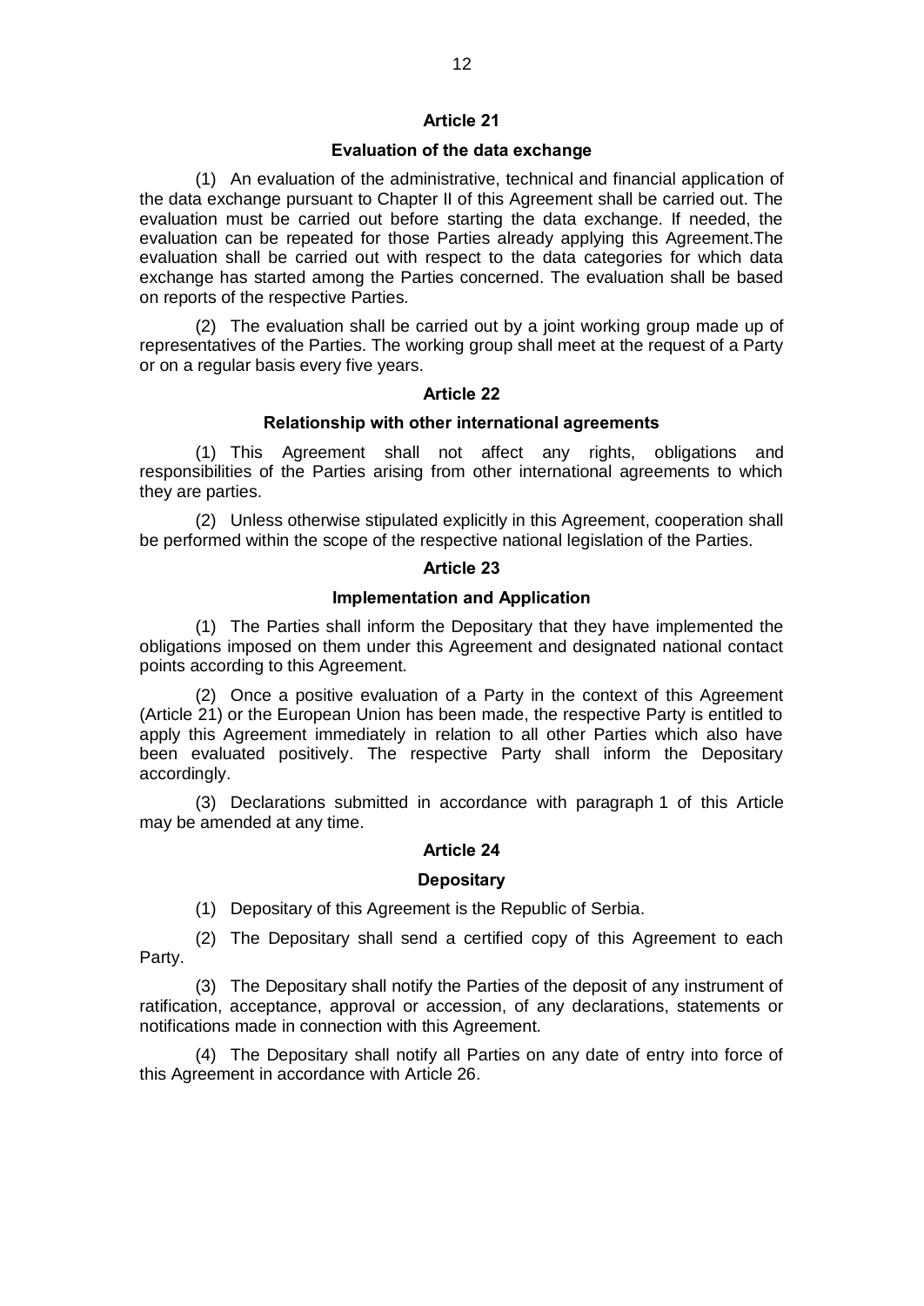## Article 21

### Evaluation of the data exchange

(1) An evaluation of the administrative, technical and financial application of the data exchange pursuant to Chapter II of this Agreement shall be carried out. The evaluation must be carried out before starting the data exchange. If needed, the evaluation can be repeated for those Parties already applying this Agreement.The evaluation shall be carried out with respect to the data categories for which data exchange has started among the Parties concerned. The evaluation shall be based on reports of the respective Parties.

(2) The evaluation shall be carried out by a joint working group made up of representatives of the Parties. The working group shall meet at the request of a Party or on a regular basis every five years.

## Article 22

### Relationship with other international agreements

(1) This Agreement shall not affect any rights, obligations and responsibilities of the Parties arising from other international agreements to which they are parties.

(2) Unless otherwise stipulated explicitly in this Agreement, cooperation shall be performed within the scope of the respective national legislation of the Parties.

## Article 23

### Implementation and Application

(1) The Parties shall inform the Depositary that they have implemented the obligations imposed on them under this Agreement and designated national contact points according to this Agreement.

(2) Once a positive evaluation of a Party in the context of this Agreement (Article 21) or the European Union has been made, the respective Party is entitled to apply this Agreement immediately in relation to all other Parties which also have been evaluated positively. The respective Party shall inform the Depositary accordingly.

(3) Declarations submitted in accordance with paragraph 1 of this Article may be amended at any time.

## Article 24

### Depositary

(1) Depositary of this Agreement is the Republic of Serbia.

(2) The Depositary shall send a certified copy of this Agreement to each Party.

(3) The Depositary shall notify the Parties of the deposit of any instrument of ratification, acceptance, approval or accession, of any declarations, statements or notifications made in connection with this Agreement.

(4) The Depositary shall notify all Parties on any date of entry into force of this Agreement in accordance with Article 26.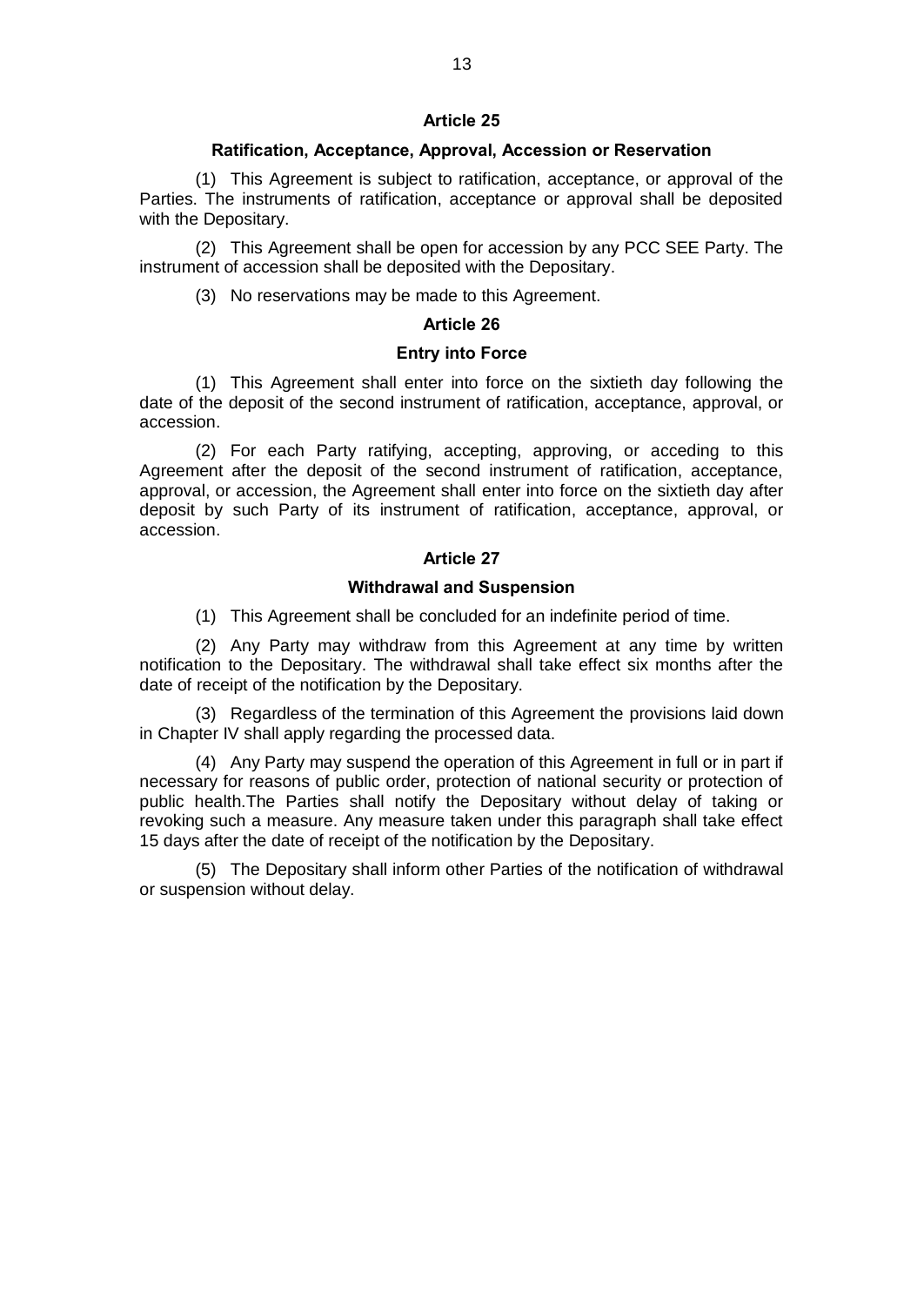## Article 25

### Ratification, Acceptance, Approval, Accession or Reservation

(1) This Agreement is subject to ratification, acceptance, or approval of the Parties. The instruments of ratification, acceptance or approval shall be deposited with the Depositary.

(2) This Agreement shall be open for accession by any PCC SEE Party. The instrument of accession shall be deposited with the Depositary.

(3) No reservations may be made to this Agreement.

## Article 26

### Entry into Force

(1) This Agreement shall enter into force on the sixtieth day following the date of the deposit of the second instrument of ratification, acceptance, approval, or accession.

(2) For each Party ratifying, accepting, approving, or acceding to this Agreement after the deposit of the second instrument of ratification, acceptance, approval, or accession, the Agreement shall enter into force on the sixtieth day after deposit by such Party of its instrument of ratification, acceptance, approval, or accession.

## Article 27

### Withdrawal and Suspension

(1) This Agreement shall be concluded for an indefinite period of time.

(2) Any Party may withdraw from this Agreement at any time by written notification to the Depositary. The withdrawal shall take effect six months after the date of receipt of the notification by the Depositary.

(3) Regardless of the termination of this Agreement the provisions laid down in Chapter IV shall apply regarding the processed data.

(4) Any Party may suspend the operation of this Agreement in full or in part if necessary for reasons of public order, protection of national security or protection of public health.The Parties shall notify the Depositary without delay of taking or revoking such a measure. Any measure taken under this paragraph shall take effect 15 days after the date of receipt of the notification by the Depositary.

(5) The Depositary shall inform other Parties of the notification of withdrawal or suspension without delay.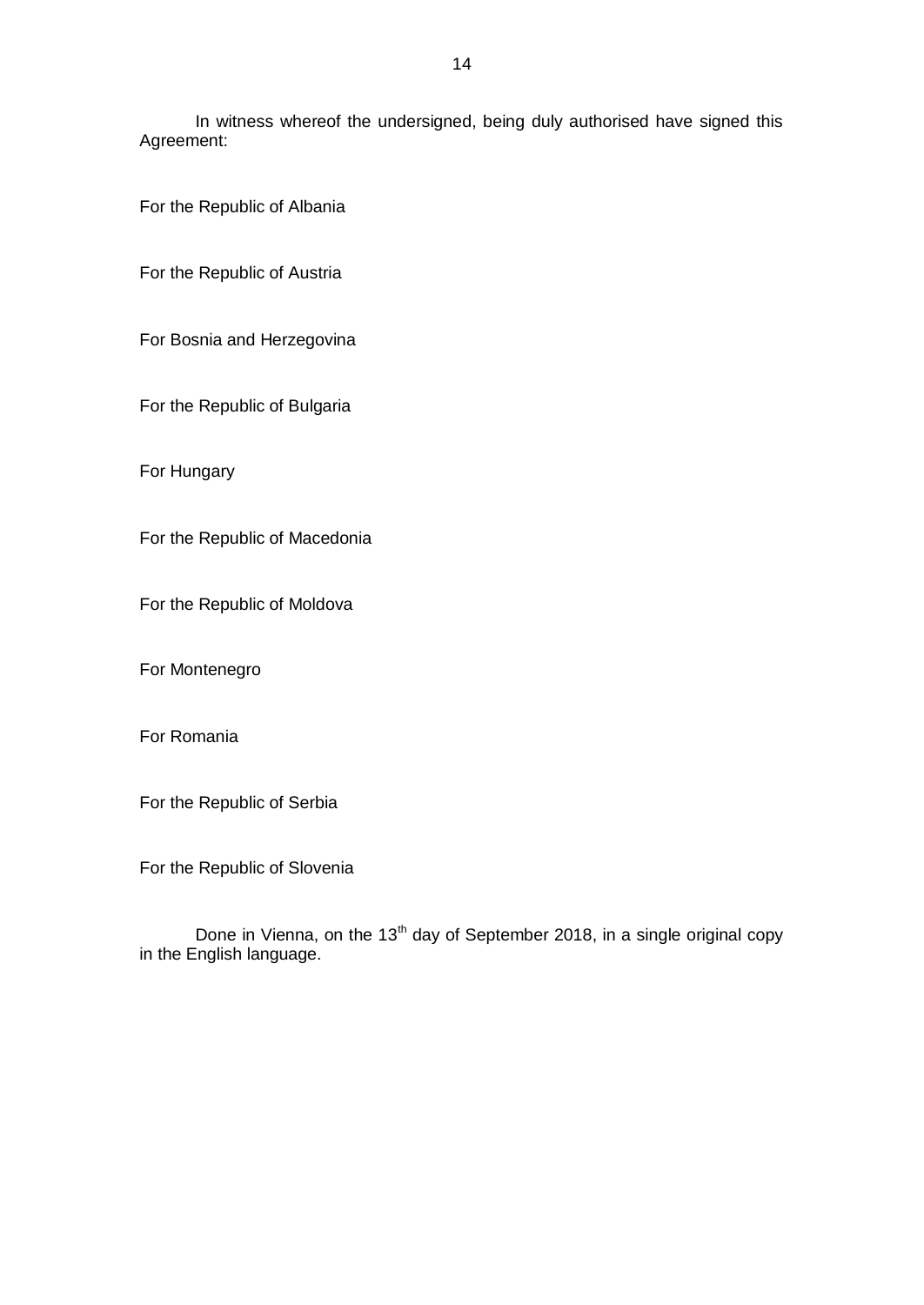In witness whereof the undersigned, being duly authorised have signed this Agreement:

For the Republic of Albania

For the Republic of Austria

For Bosnia and Herzegovina

For the Republic of Bulgaria

For Hungary

For the Republic of Macedonia

For the Republic of Moldova

For Montenegro

For Romania

For the Republic of Serbia

For the Republic of Slovenia

Done in Vienna, on the 13th day of September 2018, in a single original copy in the English language.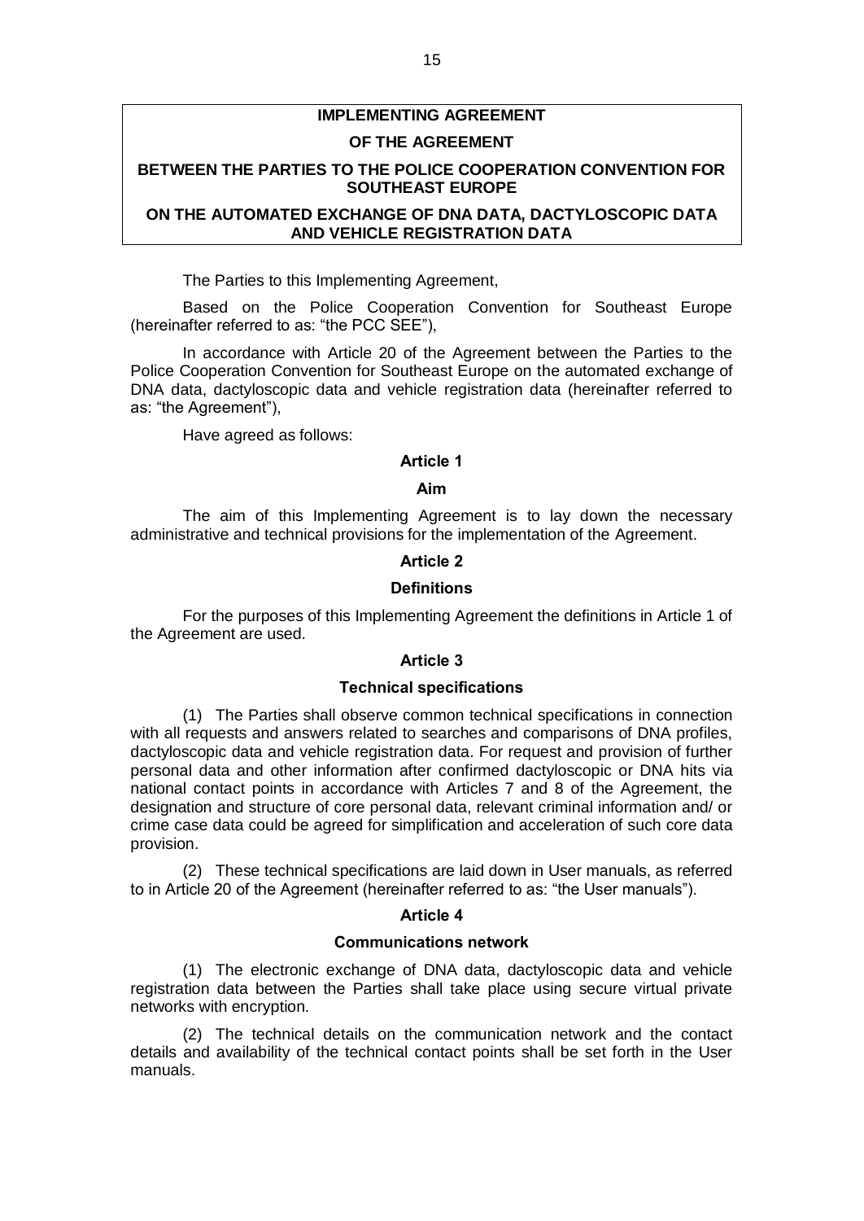# IMPLEMENTING AGREEMENT

# OF THE AGREEMENT

# BETWEEN THE PARTIES TO THE POLICE COOPERATION CONVENTION FOR SOUTHEAST EUROPE

# ON THE AUTOMATED EXCHANGE OF DNA DATA, DACTYLOSCOPIC DATA AND VEHICLE REGISTRATION DATA

The Parties to this Implementing Agreement,

Based on the Police Cooperation Convention for Southeast Europe (hereinafter referred to as: "the PCC SEE"),

In accordance with Article 20 of the Agreement between the Parties to the Police Cooperation Convention for Southeast Europe on the automated exchange of DNA data, dactyloscopic data and vehicle registration data (hereinafter referred to as: "the Agreement"),

Have agreed as follows:

## Article 1

### Aim

The aim of this Implementing Agreement is to lay down the necessary administrative and technical provisions for the implementation of the Agreement.

## Article 2

### Definitions

For the purposes of this Implementing Agreement the definitions in Article 1 of the Agreement are used.

## Article 3

### Technical specifications

(1) The Parties shall observe common technical specifications in connection with all requests and answers related to searches and comparisons of DNA profiles, dactyloscopic data and vehicle registration data. For request and provision of further personal data and other information after confirmed dactyloscopic or DNA hits via national contact points in accordance with Articles 7 and 8 of the Agreement, the designation and structure of core personal data, relevant criminal information and/ or crime case data could be agreed for simplification and acceleration of such core data provision.

(2) These technical specifications are laid down in User manuals, as referred to in Article 20 of the Agreement (hereinafter referred to as: "the User manuals").

## Article 4

### Communications network

(1) The electronic exchange of DNA data, dactyloscopic data and vehicle registration data between the Parties shall take place using secure virtual private networks with encryption.

(2) The technical details on the communication network and the contact details and availability of the technical contact points shall be set forth in the User manuals.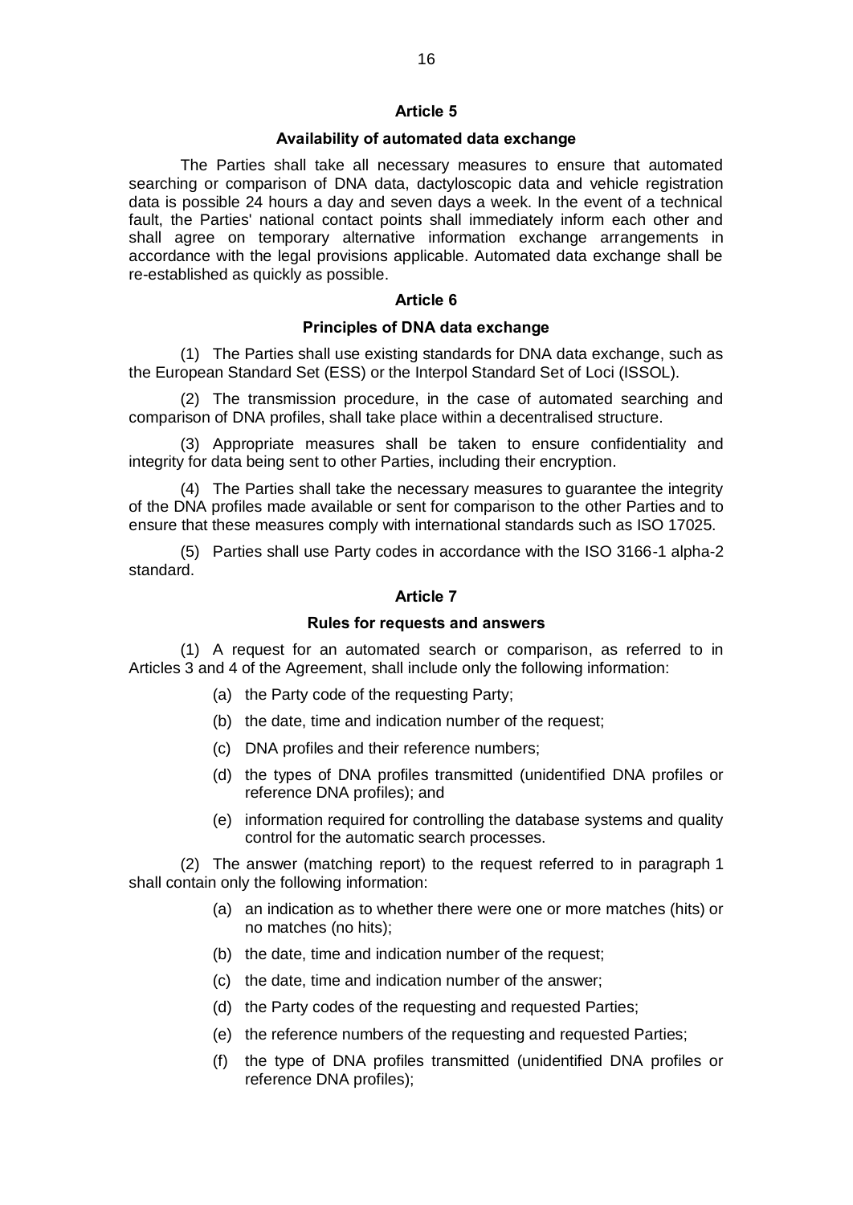## Article 5

### Availability of automated data exchange

The Parties shall take all necessary measures to ensure that automated searching or comparison of DNA data, dactyloscopic data and vehicle registration data is possible 24 hours a day and seven days a week. In the event of a technical fault, the Parties' national contact points shall immediately inform each other and shall agree on temporary alternative information exchange arrangements in accordance with the legal provisions applicable. Automated data exchange shall be re-established as quickly as possible.

## Article 6

### Principles of DNA data exchange

(1) The Parties shall use existing standards for DNA data exchange, such as the European Standard Set (ESS) or the Interpol Standard Set of Loci (ISSOL).

(2) The transmission procedure, in the case of automated searching and comparison of DNA profiles, shall take place within a decentralised structure.

(3) Appropriate measures shall be taken to ensure confidentiality and integrity for data being sent to other Parties, including their encryption.

(4) The Parties shall take the necessary measures to guarantee the integrity of the DNA profiles made available or sent for comparison to the other Parties and to ensure that these measures comply with international standards such as ISO 17025.

(5) Parties shall use Party codes in accordance with the ISO 3166-1 alpha-2 standard.

## Article 7

### Rules for requests and answers

(1) A request for an automated search or comparison, as referred to in Articles 3 and 4 of the Agreement, shall include only the following information:

- (a) the Party code of the requesting Party;
- (b) the date, time and indication number of the request;
- (c) DNA profiles and their reference numbers;
- (d) the types of DNA profiles transmitted (unidentified DNA profiles or reference DNA profiles); and
- (e) information required for controlling the database systems and quality control for the automatic search processes.

(2) The answer (matching report) to the request referred to in paragraph 1 shall contain only the following information:

- (a) an indication as to whether there were one or more matches (hits) or no matches (no hits);
- (b) the date, time and indication number of the request;
- (c) the date, time and indication number of the answer;
- (d) the Party codes of the requesting and requested Parties;
- (e) the reference numbers of the requesting and requested Parties;
- (f) the type of DNA profiles transmitted (unidentified DNA profiles or reference DNA profiles);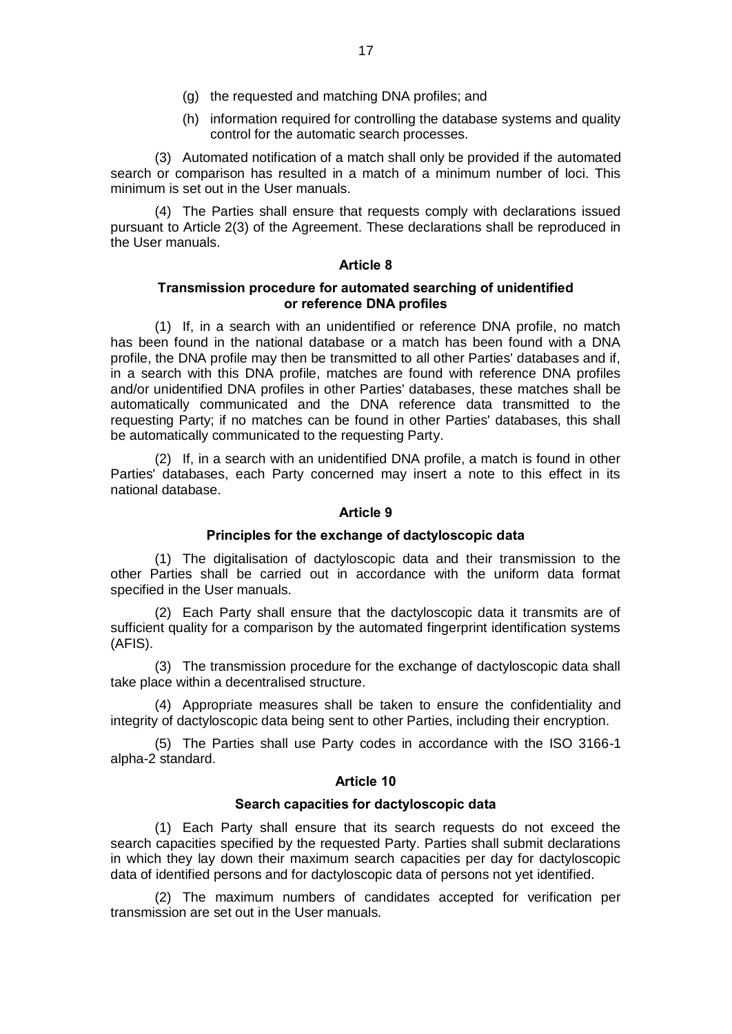(g) the requested and matching DNA profiles; and

(h) information required for controlling the database systems and quality control for the automatic search processes.

(3) Automated notification of a match shall only be provided if the automated search or comparison has resulted in a match of a minimum number of loci. This minimum is set out in the User manuals.

(4) The Parties shall ensure that requests comply with declarations issued pursuant to Article 2(3) of the Agreement. These declarations shall be reproduced in the User manuals.

### Article 8

#### Transmission procedure for automated searching of unidentified or reference DNA profiles

(1) If, in a search with an unidentified or reference DNA profile, no match has been found in the national database or a match has been found with a DNA profile, the DNA profile may then be transmitted to all other Parties' databases and if, in a search with this DNA profile, matches are found with reference DNA profiles and/or unidentified DNA profiles in other Parties' databases, these matches shall be automatically communicated and the DNA reference data transmitted to the requesting Party; if no matches can be found in other Parties' databases, this shall be automatically communicated to the requesting Party.

(2) If, in a search with an unidentified DNA profile, a match is found in other Parties' databases, each Party concerned may insert a note to this effect in its national database.

### Article 9

#### Principles for the exchange of dactyloscopic data

(1) The digitalisation of dactyloscopic data and their transmission to the other Parties shall be carried out in accordance with the uniform data format specified in the User manuals.

(2) Each Party shall ensure that the dactyloscopic data it transmits are of sufficient quality for a comparison by the automated fingerprint identification systems (AFIS).

(3) The transmission procedure for the exchange of dactyloscopic data shall take place within a decentralised structure.

(4) Appropriate measures shall be taken to ensure the confidentiality and integrity of dactyloscopic data being sent to other Parties, including their encryption.

(5) The Parties shall use Party codes in accordance with the ISO 3166-1 alpha-2 standard.

### Article 10

#### Search capacities for dactyloscopic data

(1) Each Party shall ensure that its search requests do not exceed the search capacities specified by the requested Party. Parties shall submit declarations in which they lay down their maximum search capacities per day for dactyloscopic data of identified persons and for dactyloscopic data of persons not yet identified.

(2) The maximum numbers of candidates accepted for verification per transmission are set out in the User manuals.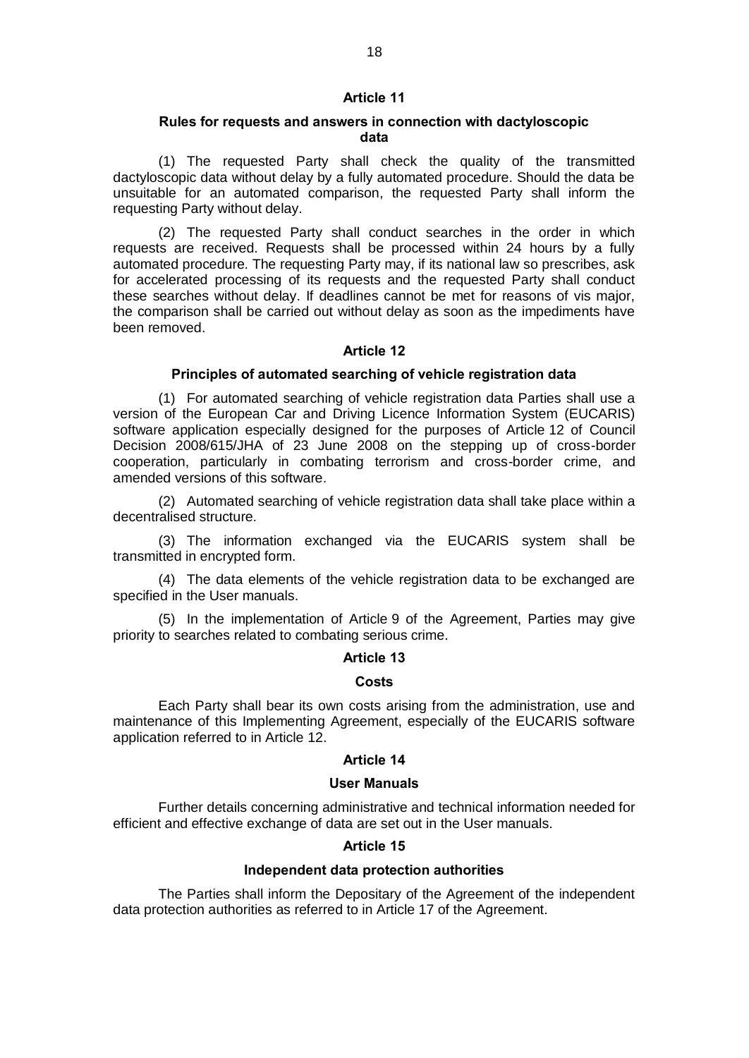### Article 11

#### Rules for requests and answers in connection with dactyloscopic data

(1) The requested Party shall check the quality of the transmitted dactyloscopic data without delay by a fully automated procedure. Should the data be unsuitable for an automated comparison, the requested Party shall inform the requesting Party without delay.

(2) The requested Party shall conduct searches in the order in which requests are received. Requests shall be processed within 24 hours by a fully automated procedure. The requesting Party may, if its national law so prescribes, ask for accelerated processing of its requests and the requested Party shall conduct these searches without delay. If deadlines cannot be met for reasons of vis major, the comparison shall be carried out without delay as soon as the impediments have been removed.

### Article 12

#### Principles of automated searching of vehicle registration data

(1) For automated searching of vehicle registration data Parties shall use a version of the European Car and Driving Licence Information System (EUCARIS) software application especially designed for the purposes of Article 12 of Council Decision 2008/615/JHA of 23 June 2008 on the stepping up of cross-border cooperation, particularly in combating terrorism and cross-border crime, and amended versions of this software.

(2) Automated searching of vehicle registration data shall take place within a decentralised structure.

(3) The information exchanged via the EUCARIS system shall be transmitted in encrypted form.

(4) The data elements of the vehicle registration data to be exchanged are specified in the User manuals.

(5) In the implementation of Article 9 of the Agreement, Parties may give priority to searches related to combating serious crime.

### Article 13

#### Costs

Each Party shall bear its own costs arising from the administration, use and maintenance of this Implementing Agreement, especially of the EUCARIS software application referred to in Article 12.

### Article 14

#### User Manuals

Further details concerning administrative and technical information needed for efficient and effective exchange of data are set out in the User manuals.

### Article 15

#### Independent data protection authorities

The Parties shall inform the Depositary of the Agreement of the independent data protection authorities as referred to in Article 17 of the Agreement.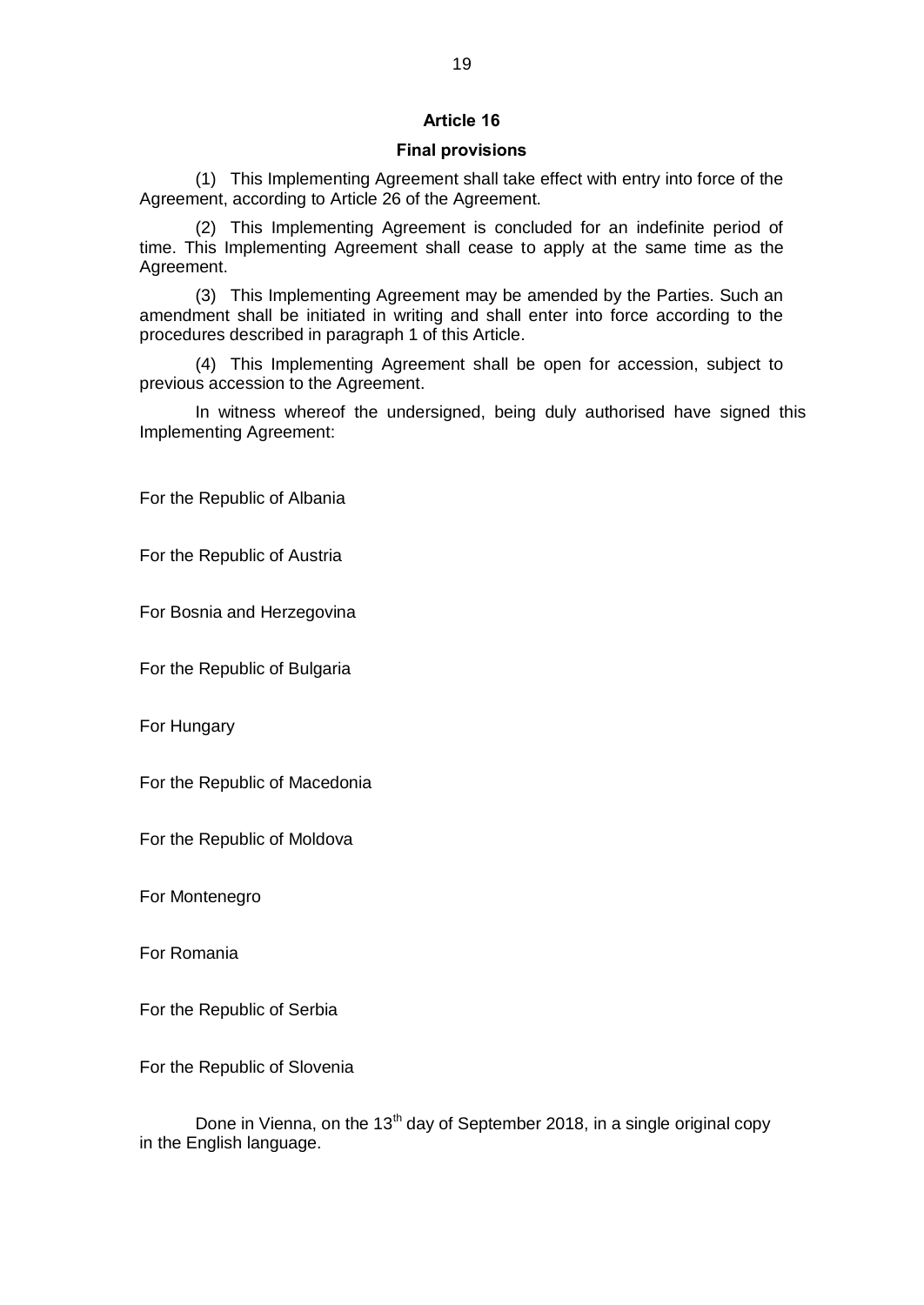### Article 16

#### Final provisions

(1) This Implementing Agreement shall take effect with entry into force of the Agreement, according to Article 26 of the Agreement.

(2) This Implementing Agreement is concluded for an indefinite period of time. This Implementing Agreement shall cease to apply at the same time as the Agreement.

(3) This Implementing Agreement may be amended by the Parties. Such an amendment shall be initiated in writing and shall enter into force according to the procedures described in paragraph 1 of this Article.

(4) This Implementing Agreement shall be open for accession, subject to previous accession to the Agreement.

In witness whereof the undersigned, being duly authorised have signed this Implementing Agreement:

For the Republic of Albania

For the Republic of Austria

For Bosnia and Herzegovina

For the Republic of Bulgaria

For Hungary

For the Republic of Macedonia

For the Republic of Moldova

For Montenegro

For Romania

For the Republic of Serbia

For the Republic of Slovenia

Done in Vienna, on the 13th day of September 2018, in a single original copy in the English language.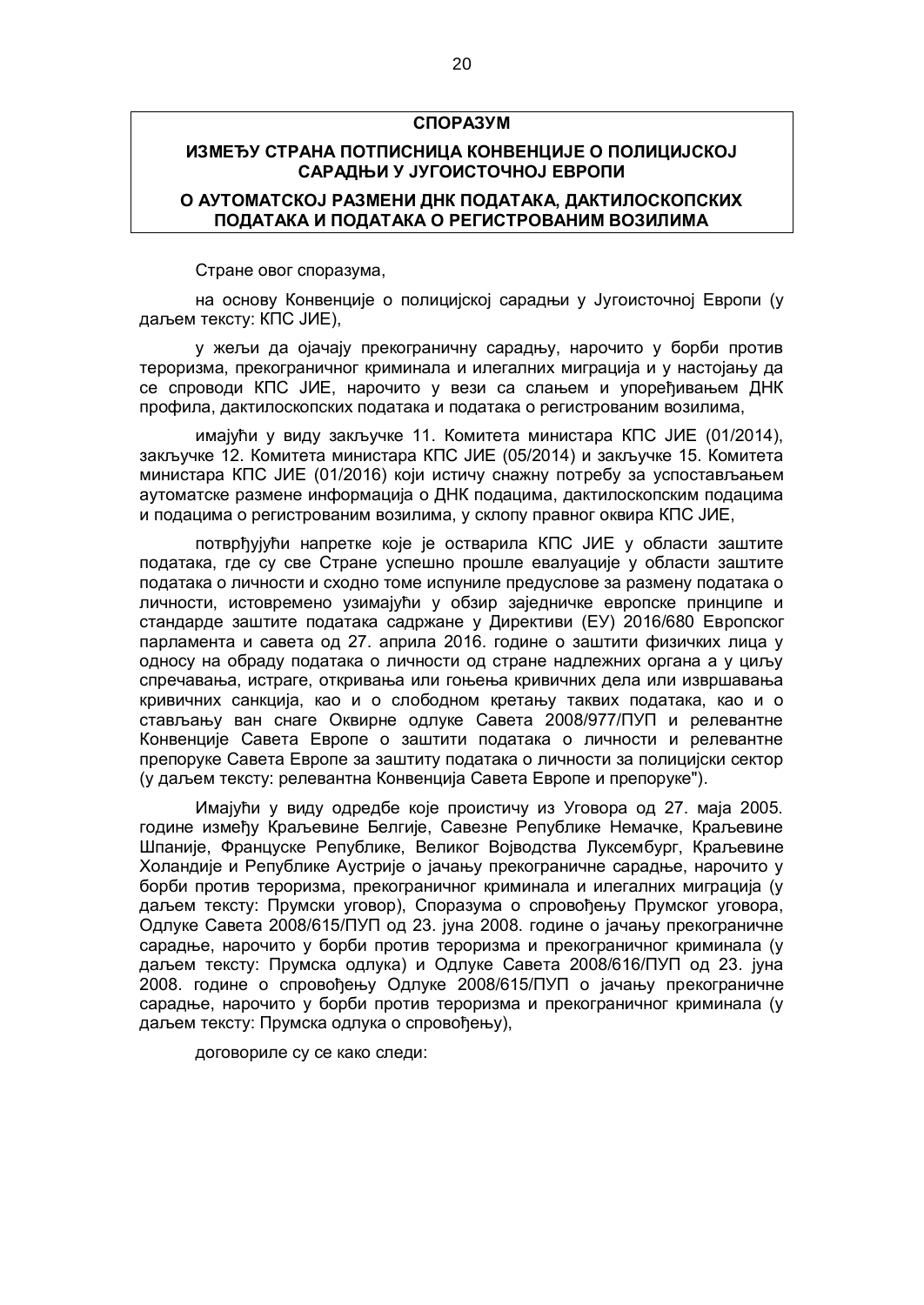**СПОРАЗУМ**

**ИЗМЕЂУ СТРАНА ПОТПИСНИЦА КОНВЕНЦИЈЕ О ПОЛИЦИЈСКОЈ САРАДЊИ У ЈУГОИСТОЧНОЈ ЕВРОПИ**

**О АУТОМАТСКОЈ РАЗМЕНИ ДНК ПОДАТАКА, ДАКТИЛОСКОПСКИХ ПОДАТАКА И ПОДАТАКА О РЕГИСТРОВАНИМ ВОЗИЛИМА**

Стране овог споразума,

на основу Конвенције о полицијској сарадњи у Југоисточној Европи (у даљем тексту: КПС ЈИЕ),

у жељи да ојачају прекограничну сарадњу, нарочито у борби против тероризма, прекограничног криминала и илегалних миграција и у настојању да се спроводи КПС ЈИЕ, нарочито у вези са слањем и упоређивањем ДНК профила, дактилоскопских података и података о регистрованим возилима,

имајући у виду закључке 11. Комитета министара КПС ЈИЕ (01/2014), закључке 12. Комитета министара КПС ЈИЕ (05/2014) и закључке 15. Комитета министара КПС ЈИЕ (01/2016) који истичу снажну потребу за успостављањем аутоматске размене информација о ДНК подацима, дактилоскопским подацима и подацима о регистрованим возилима, у склопу правног оквира КПС ЈИЕ,

потврђујући напретке које је остварила КПС ЈИЕ у области заштите података, где су све Стране успешно прошле евалуације у области заштите података о личности и сходно томе испуниле предуслове за размену података о личности, истовремено узимајући у обзир заједничке европске принципе и стандарде заштите података садржане у Директиви (ЕУ) 2016/680 Европског парламента и савета од 27. априла 2016. године о заштити физичких лица у односу на обраду података о личности од стране надлежних органа а у циљу спречавања, истраге, откривања или гоњења кривичних дела или извршавања кривичних санкција, као и о слободном кретању таквих података, као и о стављању ван снаге Оквирне одлуке Савета 2008/977/ПУП и релевантне Конвенције Савета Европе о заштити података о личности и релевантне препоруке Савета Европе за заштиту података о личности за полицијски сектор (у даљем тексту: релевантна Конвенција Савета Европе и препоруке").

Имајући у виду одредбе које проистичу из Уговора од 27. маја 2005. године између Краљевине Белгије, Савезне Републике Немачке, Краљевине Шпаније, Француске Републике, Великог Војводства Луксембург, Краљевине Холандије и Републике Аустрије о јачању прекограничне сарадње, нарочито у борби против тероризма, прекограничног криминала и илегалних миграција (у даљем тексту: Прумски уговор), Споразума о спровођењу Прумског уговора, Одлуке Савета 2008/615/ПУП од 23. јуна 2008. године о јачању прекограничне сарадње, нарочито у борби против тероризма и прекограничног криминала (у даљем тексту: Прумска одлука) и Одлуке Савета 2008/616/ПУП од 23. јуна 2008. године о спровођењу Одлуке 2008/615/ПУП о јачању прекограничне сарадње, нарочито у борби против тероризма и прекограничног криминала (у даљем тексту: Прумска одлука о спровођењу),

договориле су се како следи: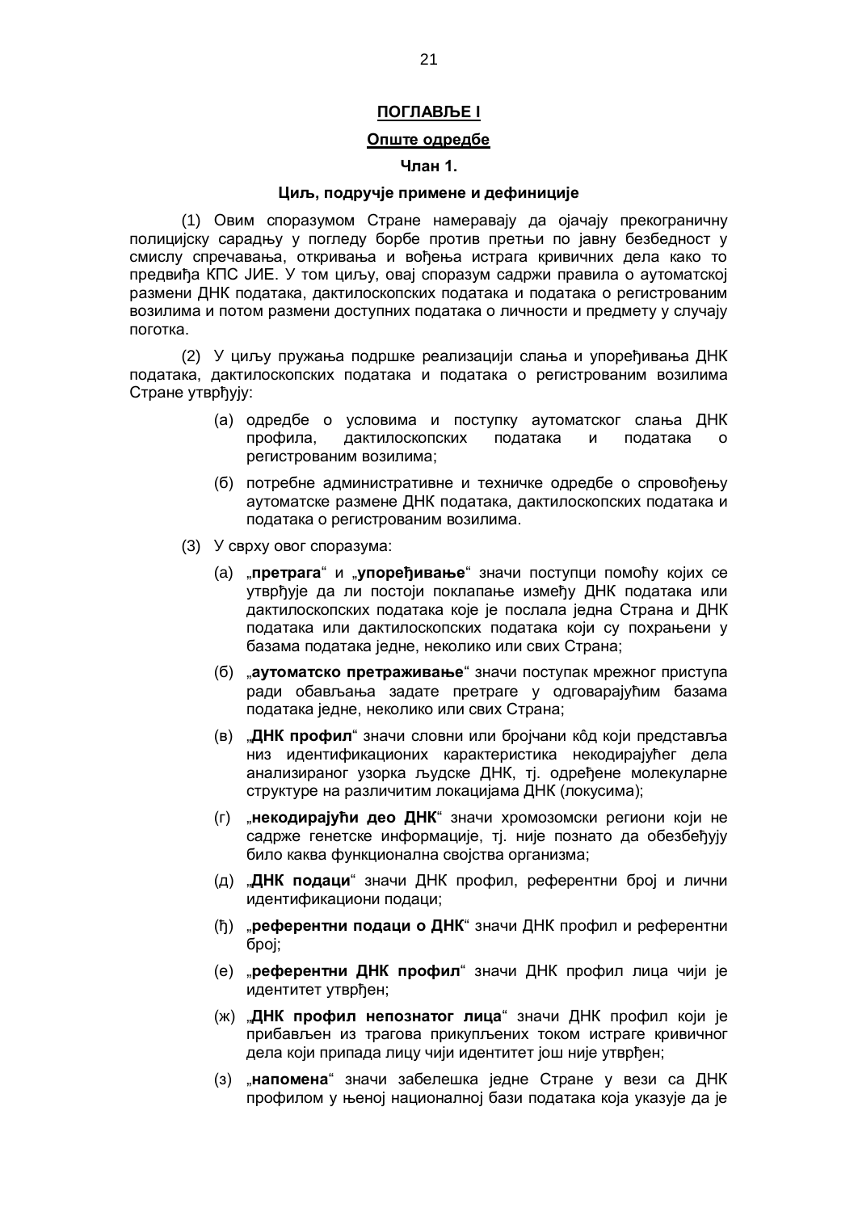## **ПОГЛАВЉЕ I**

### **Опште одредбе**

### **Члан 1.**

### **Циљ, подручје примене и дефиниције**

(1) Овим споразумом Стране намеравају да ојачају прекограничну полицијску сарадњу у погледу борбе против претњи по јавну безбедност у смислу спречавања, откривања и вођења истрага кривичних дела како то предвиђа КПС ЈИЕ. У том циљу, овај споразум садржи правила о аутоматској размени ДНК података, дактилоскопских података и података о регистрованим возилима и потом размени доступних података о личности и предмету у случају поготка.

(2) У циљу пружања подршке реализацији слања и упоређивања ДНК података, дактилоскопских података и података о регистрованим возилима Стране утврђују:

(а) одредбе о условима и поступку аутоматског слања ДНК профила, дактилоскопских података и података о регистрованим возилима;

(б) потребне административне и техничке одредбе о спровођењу аутоматске размене ДНК података, дактилоскопских података и података о регистрованим возилима.

(3) У сврху овог споразума:

(а) „**претрага**“ и „**упоређивање**“ значи поступци помоћу којих се утврђује да ли постоји поклапање између ДНК података или дактилоскопских података које је послала једна Страна и ДНК података или дактилоскопских података који су похрањени у базама података једне, неколико или свих Страна;

(б) „**аутоматско претраживање**“ значи поступак мрежног приступа ради обављања задате претраге у одговарајућим базама података једне, неколико или свих Страна;

(в) „**ДНК профил**“ значи словни или бројчани кôд који представља низ идентификационих карактеристика некодирајућег дела анализираног узорка људске ДНК, тј. одређене молекуларне структуре на различитим локацијама ДНК (локусима);

(г) „**некодирајући део ДНК**“ значи хромозомски региони који не садрже генетске информације, тј. није познато да обезбеђују било каква функционална својства организма;

(д) „**ДНК подаци**“ значи ДНК профил, референтни број и лични идентификациони подаци;

(ђ) „**референтни подаци о ДНК**“ значи ДНК профил и референтни број;

(е) „**референтни ДНК профил**“ значи ДНК профил лица чији је идентитет утврђен;

(ж) „**ДНК профил непознатог лица**“ значи ДНК профил који је прибављен из трагова прикупљених током истраге кривичног дела који припада лицу чији идентитет још није утврђен;

(з) „**напомена**“ значи забелешка једне Стране у вези са ДНК профилом у њеној националној бази података која указује да је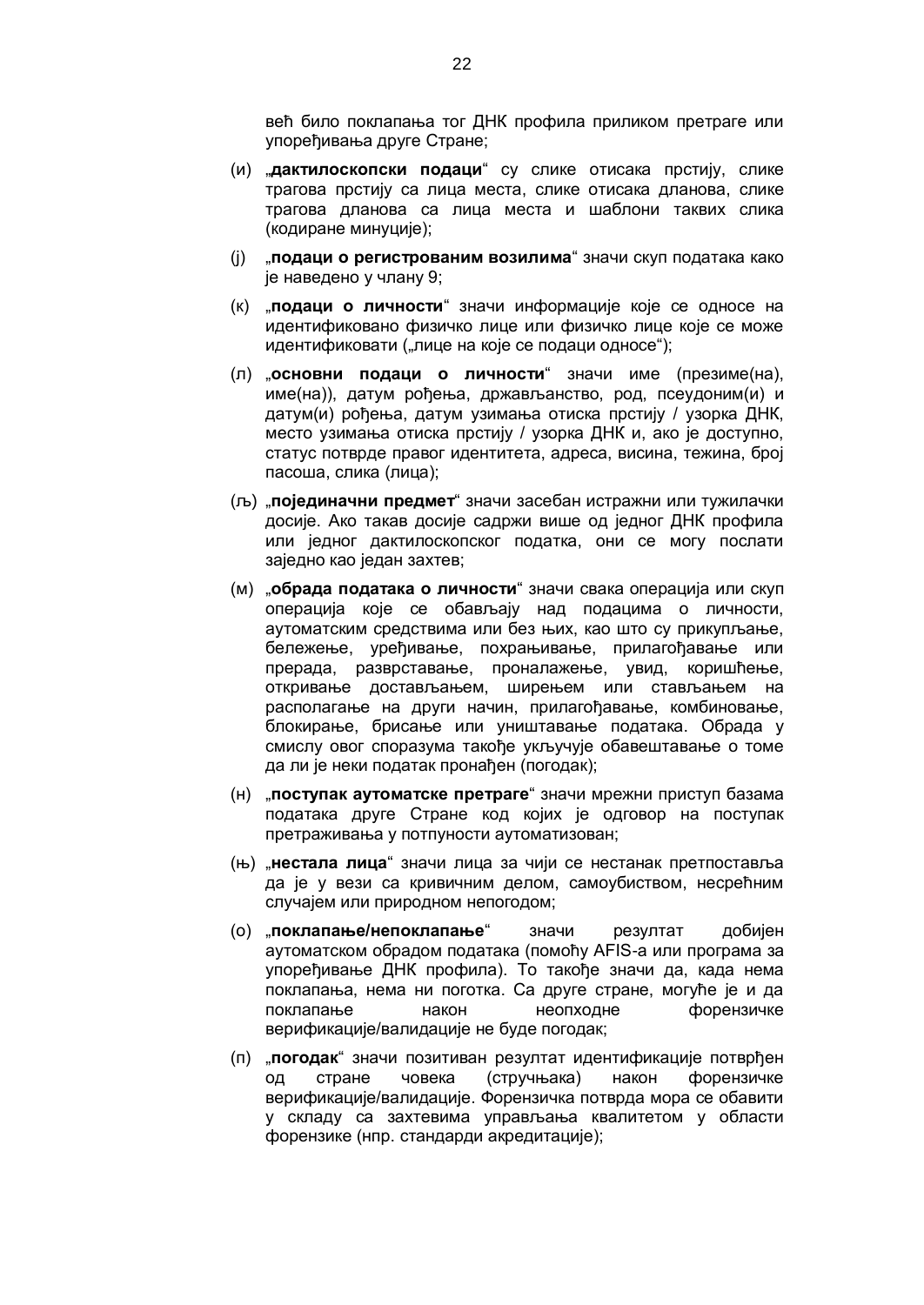већ било поклапања тог ДНК профила приликом претраге или упоређивања друге Стране;

(и) „**дактилоскопски подаци**“ су слике отисака прстију, слике трагова прстију са лица места, слике отисака дланова, слике трагова дланова са лица места и шаблони таквих слика (кодиране минуције);

(ј) „**подаци о регистрованим возилима**“ значи скуп података како је наведено у члану 9;

(к) „**подаци о личности**“ значи информације које се односе на идентификовано физичко лице или физичко лице које се може идентификовати („лице на које се подаци односе“);

(л) „**основни подаци о личности**“ значи име (презиме(на), име(на)), датум рођења, држављанство, род, псеудоним(и) и датум(и) рођења, датум узимања отиска прстију / узорка ДНК, место узимања отиска прстију / узорка ДНК и, ако је доступно, статус потврде правог идентитета, адреса, висина, тежина, број пасоша, слика (лица);

(љ) „**појединачни предмет**“ значи засебан истражни или тужилачки досије. Ако такав досије садржи више од једног ДНК профила или једног дактилоскопског податка, они се могу послати заједно као један захтев;

(м) „**обрада података о личности**“ значи свака операција или скуп операција које се обављају над подацима о личности, аутоматским средствима или без њих, као што су прикупљање, бележење, уређивање, похрањивање, прилагођавање или прерада, разврставање, проналажење, увид, коришћење, откривање достављањем, ширењем или стављањем на располагање на други начин, прилагођавање, комбиновање, блокирање, брисање или уништавање података. Обрада у смислу овог споразума такође укључује обавештавање о томе да ли је неки податак пронађен (погодак);

(н) „**поступак аутоматске претраге**“ значи мрежни приступ базама података друге Стране код којих је одговор на поступак претраживања у потпуности аутоматизован;

(њ) „**нестала лица**“ значи лица за чији се нестанак претпоставља да је у вези са кривичним делом, самоубиством, несрећним случајем или природном непогодом;

(о) „**поклапање/непоклапање**“ значи резултат добијен аутоматском обрадом података (помоћу AFIS-а или програма за упоређивање ДНК профила). То такође значи да, када нема поклапања, нема ни поготка. Са друге стране, могуће је и да поклапање након неопходне форензичке верификације/валидације не буде погодак;

(п) „**погодак**“ значи позитиван резултат идентификације потврђен од стране човека (стручњака) након форензичке верификације/валидације. Форензичка потврда мора се обавити у складу са захтевима управљања квалитетом у области форензике (нпр. стандарди акредитације);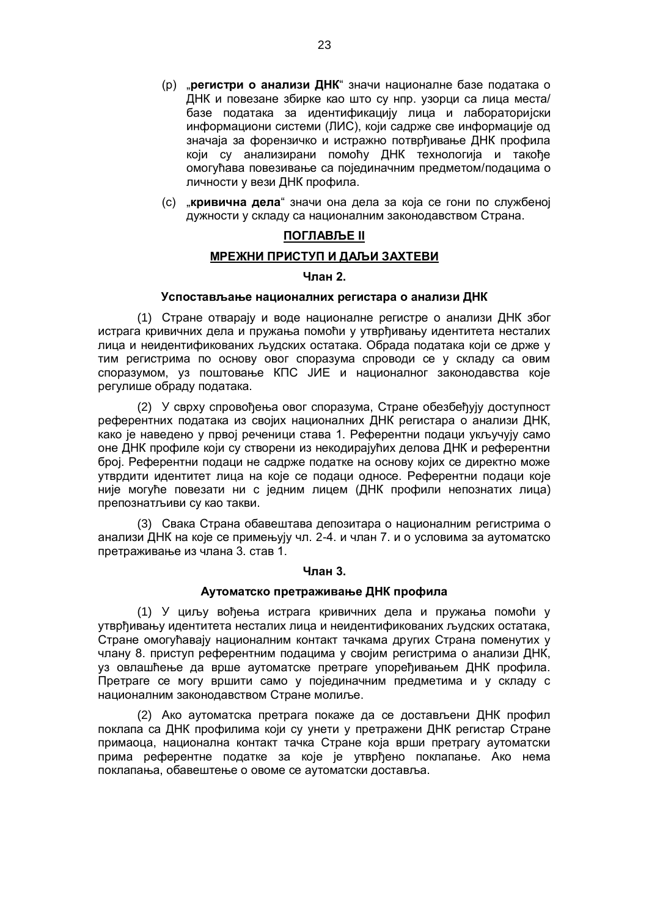(р) „**регистри о анализи ДНК**" значи националне базе података о ДНК и повезане збирке као што су нпр. узорци са лица места/ базе података за идентификацију лица и лабораторијски информациони системи (ЛИС), који садрже све информације од значаја за форензичко и истражно потврђивање ДНК профила који су анализирани помоћу ДНК технологија и такође омогућава повезивање са појединачним предметом/подацима о личности у вези ДНК профила.

(с) „**кривична дела**" значи она дела за која се гони по службеној дужности у складу са националним законодавством Страна.

## ПОГЛАВЉЕ II

## МРЕЖНИ ПРИСТУП И ДАЉИ ЗАХТЕВИ

### Члан 2.

### Успостављање националних регистара о анализи ДНК

(1) Стране отварају и воде националне регистре о анализи ДНК због истрага кривичних дела и пружања помоћи у утврђивању идентитета несталих лица и неидентификованих људских остатака. Обрада података који се држе у тим регистрима по основу овог споразума спроводи се у складу са овим споразумом, уз поштовање КПС ЈИЕ и националног законодавства које регулише обраду података.

(2) У сврху спровођења овог споразума, Стране обезбеђују доступност референтних података из својих националних ДНК регистара о анализи ДНК, како је наведено у првој реченици става 1. Референтни подаци укључују само оне ДНК профиле који су створени из некодирајућих делова ДНК и референтни број. Референтни подаци не садрже податке на основу којих се директно може утврдити идентитет лица на које се подаци односе. Референтни подаци које није могуће повезати ни с једним лицем (ДНК профили непознатих лица) препознатљиви су као такви.

(3) Свака Страна обавештава депозитара о националним регистрима о анализи ДНК на које се примењују чл. 2-4. и члан 7. и о условима за аутоматско претраживање из члана 3. став 1.

### Члан 3.

### Аутоматско претраживање ДНК профила

(1) У циљу вођења истрага кривичних дела и пружања помоћи у утврђивању идентитета несталих лица и неидентификованих људских остатака, Стране омогућавају националним контакт тачкама других Страна поменутих у члану 8. приступ референтним подацима у својим регистрима о анализи ДНК, уз овлашћење да врше аутоматске претраге упоређивањем ДНК профила. Претраге се могу вршити само у појединачним предметима и у складу с националним законодавством Стране молиље.

(2) Ако аутоматска претрага покаже да се достављени ДНК профил поклапа са ДНК профилима који су унети у претражени ДНК регистар Стране примаоца, национална контакт тачка Стране која врши претрагу аутоматски прима референтне податке за које је утврђено поклапање. Ако нема поклапања, обавештење о овоме се аутоматски доставља.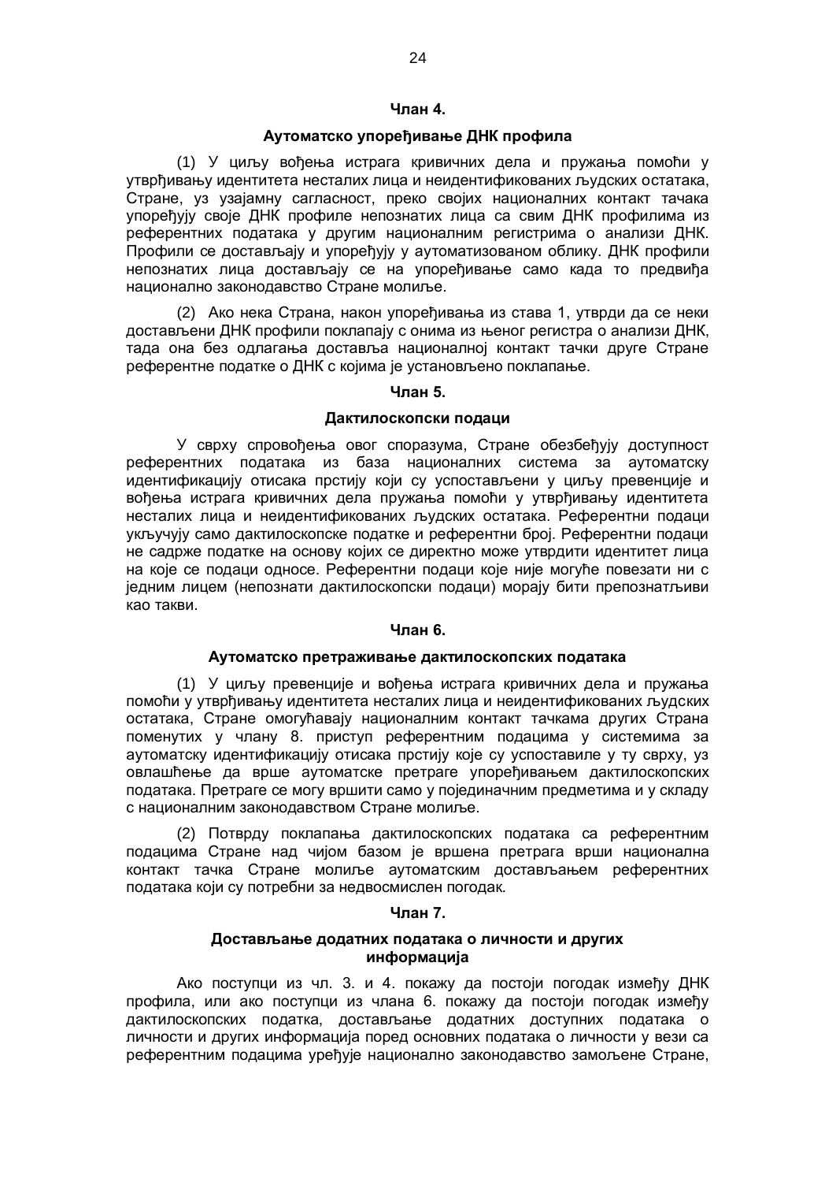**Члан 4.**

**Аутоматско упоређивање ДНК профила**

(1) У циљу вођења истрага кривичних дела и пружања помоћи у утврђивању идентитета несталих лица и неидентификованих људских остатака, Стране, уз узајамну сагласност, преко својих националних контакт тачака упоређују своје ДНК профиле непознатих лица са свим ДНК профилима из референтних података у другим националним регистрима о анализи ДНК. Профили се достављају и упоређују у аутоматизованом облику. ДНК профили непознатих лица достављају се на упоређивање само када то предвиђа национално законодавство Стране молиље.

(2) Ако нека Страна, након упоређивања из става 1, утврди да се неки достављени ДНК профили поклапају с онима из њеног регистра о анализи ДНК, тада она без одлагања доставља националној контакт тачки друге Стране референтне податке о ДНК с којима је установљено поклапање.

**Члан 5.**

**Дактилоскопски подаци**

У сврху спровођења овог споразума, Стране обезбеђују доступност референтних података из база националних система за аутоматску идентификацију отисака прстију који су успостављени у циљу превенције и вођења истрага кривичних дела пружања помоћи у утврђивању идентитета несталих лица и неидентификованих људских остатака. Референтни подаци укључују само дактилоскопске податке и референтни број. Референтни подаци не садрже податке на основу којих се директно може утврдити идентитет лица на које се подаци односе. Референтни подаци које није могуће повезати ни с једним лицем (непознати дактилоскопски подаци) морају бити препознатљиви као такви.

**Члан 6.**

**Аутоматско претраживање дактилоскопских података**

(1) У циљу превенције и вођења истрага кривичних дела и пружања помоћи у утврђивању идентитета несталих лица и неидентификованих људских остатака, Стране омогућавају националним контакт тачкама других Страна поменутих у члану 8. приступ референтним подацима у системима за аутоматску идентификацију отисака прстију које су успоставиле у ту сврху, уз овлашћење да врше аутоматске претраге упоређивањем дактилоскопских података. Претраге се могу вршити само у појединачним предметима и у складу с националним законодавством Стране молиље.

(2) Потврду поклапања дактилоскопских података са референтним подацима Стране над чијом базом је вршена претрага врши национална контакт тачка Стране молиље аутоматским достављањем референтних података који су потребни за недвосмислен погодак.

**Члан 7.**

**Достављање додатних података о личности и других информација**

Ако поступци из чл. 3. и 4. покажу да постоји погодак између ДНК профила, или ако поступци из члана 6. покажу да постоји погодак између дактилоскопских податка, достављање додатних доступних података о личности и других информација поред основних података о личности у вези са референтним подацима уређује национално законодавство замољене Стране,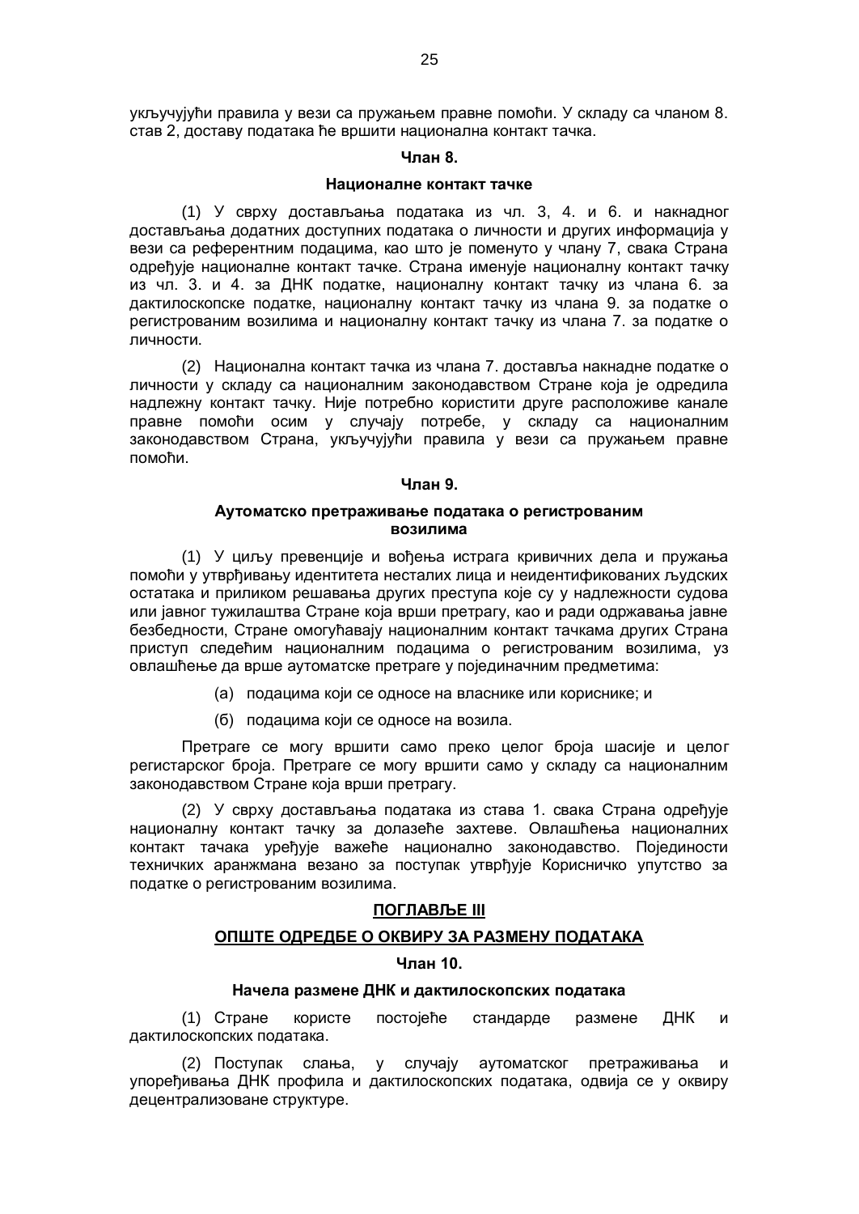укључујући правила у вези са пружањем правне помоћи. У складу са чланом 8. став 2, доставу података ће вршити национална контакт тачка.

**Члан 8.**

**Националне контакт тачке**

(1) У сврху достављања података из чл. 3, 4. и 6. и накнадног достављања додатних доступних података о личности и других информација у вези са референтним подацима, као што је поменуто у члану 7, свака Страна одређује националне контакт тачке. Страна именује националну контакт тачку из чл. 3. и 4. за ДНК податке, националну контакт тачку из члана 6. за дактилоскопске податке, националну контакт тачку из члана 9. за податке о регистрованим возилима и националну контакт тачку из члана 7. за податке о личности.

(2) Национална контакт тачка из члана 7. доставља накнадне податке о личности у складу са националним законодавством Стране која је одредила надлежну контакт тачку. Није потребно користити друге расположиве канале правне помоћи осим у случају потребе, у складу са националним законодавством Страна, укључујући правила у вези са пружањем правне помоћи.

**Члан 9.**

**Аутоматско претраживање података о регистрованим возилима**

(1) У циљу превенције и вођења истрага кривичних дела и пружања помоћи у утврђивању идентитета несталих лица и неидентификованих људских остатака и приликом решавања других преступа које су у надлежности судова или јавног тужилаштва Стране која врши претрагу, као и ради одржавања јавне безбедности, Стране омогућавају националним контакт тачкама других Страна приступ следећим националним подацима о регистрованим возилима, уз овлашћење да врше аутоматске претраге у појединачним предметима:

(а) подацима који се односе на власнике или кориснике; и

(б) подацима који се односе на возила.

Претраге се могу вршити само преко целог броја шасије и целог регистарског броја. Претраге се могу вршити само у складу са националним законодавством Стране која врши претрагу.

(2) У сврху достављања података из става 1. свака Страна одређује националну контакт тачку за долазеће захтеве. Овлашћења националних контакт тачака уређује важеће национално законодавство. Појединости техничких аранжмана везано за поступак утврђује Корисничко упутство за податке о регистрованим возилима.

**ПОГЛАВЉЕ III**

**ОПШТЕ ОДРЕДБЕ О ОКВИРУ ЗА РАЗМЕНУ ПОДАТАКА**

**Члан 10.**

**Начела размене ДНК и дактилоскопских података**

(1) Стране користе постојеће стандарде размене ДНК и дактилоскопских података.

(2) Поступак слања, у случају аутоматског претраживања и упоређивања ДНК профила и дактилоскопских података, одвија се у оквиру децентрализоване структуре.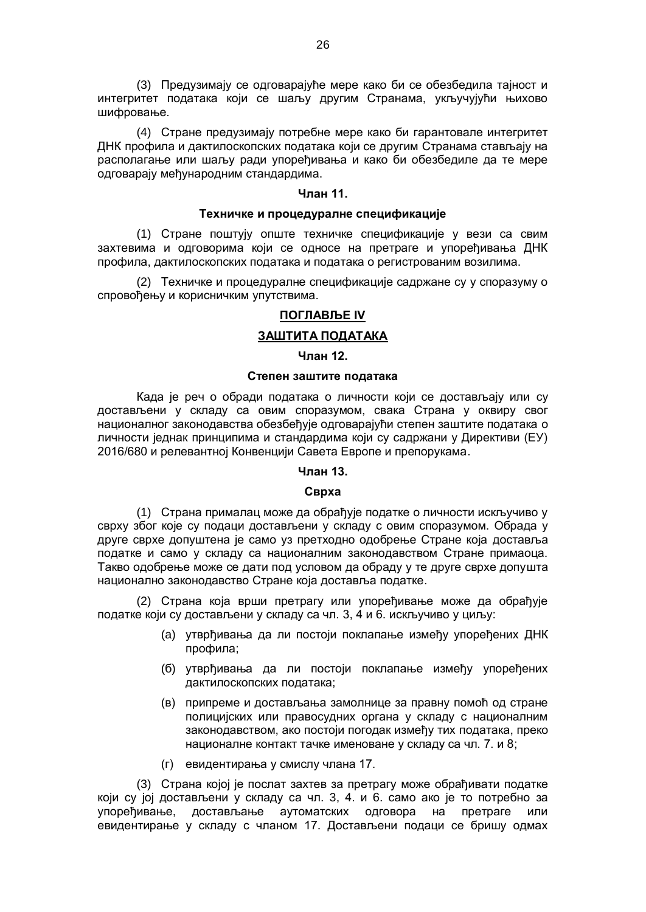(3) Предузимају се одговарајуће мере како би се обезбедила тајност и интегритет података који се шаљу другим Странама, укључујући њихово шифровање.

(4) Стране предузимају потребне мере како би гарантовале интегритет ДНК профила и дактилоскопских података који се другим Странама стављају на располагање или шаљу ради упоређивања и како би обезбедиле да те мере одговарају међународним стандардима.

**Члан 11.**

**Техничке и процедуралне спецификације**

(1) Стране поштују опште техничке спецификације у вези са свим захтевима и одговорима који се односе на претраге и упоређивања ДНК профила, дактилоскопских података и података о регистрованим возилима.

(2) Техничке и процедуралне спецификације садржане су у споразуму о спровођењу и корисничким упутствима.

## ПОГЛАВЉЕ IV

## ЗАШТИТА ПОДАТАКА

**Члан 12.**

**Степен заштите података**

Када је реч о обради података о личности који се достављају или су достављени у складу са овим споразумом, свака Страна у оквиру свог националног законодавства обезбеђује одговарајући степен заштите података о личности једнак принципима и стандардима који су садржани у Директиви (ЕУ) 2016/680 и релевантној Конвенцији Савета Европе и препорукама.

**Члан 13.**

**Сврха**

(1) Страна прималац може да обрађује податке о личности искључиво у сврху због које су подаци достављени у складу с овим споразумом. Обрада у друге сврхе допуштена је само уз претходно одобрење Стране која доставља податке и само у складу са националним законодавством Стране примаоца. Такво одобрење може се дати под условом да обраду у те друге сврхе допушта национално законодавство Стране која доставља податке.

(2) Страна која врши претрагу или упоређивање може да обрађује податке који су достављени у складу са чл. 3, 4 и 6. искључиво у циљу:

- (а) утврђивања да ли постоји поклапање између упоређених ДНК профила;
- (б) утврђивања да ли постоји поклапање између упоређених дактилоскопских података;
- (в) припреме и достављања замолнице за правну помоћ од стране полицијских или правосудних органа у складу с националним законодавством, ако постоји погодак између тих података, преко националне контакт тачке именоване у складу са чл. 7. и 8;
- (г) евидентирања у смислу члана 17.

(3) Страна којој је послат захтев за претрагу може обрађивати податке који су јој достављени у складу са чл. 3, 4. и 6. само ако је то потребно за упоређивање, достављање аутоматских одговора на претраге или евидентирање у складу с чланом 17. Достављени подаци се бришу одмах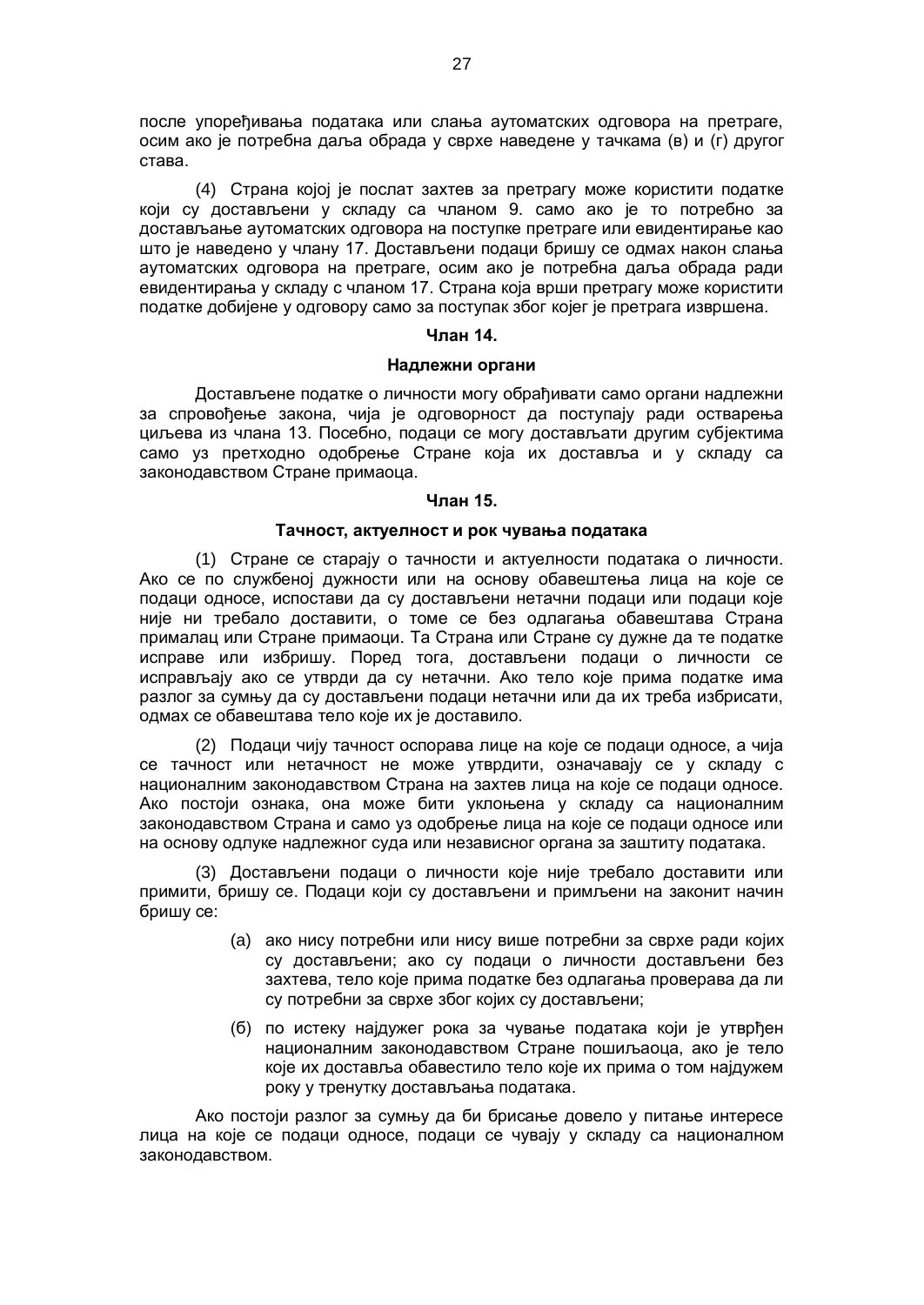после упоређивања података или слања аутоматских одговора на претраге, осим ако је потребна даља обрада у сврхе наведене у тачкама (в) и (г) другог става.

(4) Страна којој је послат захтев за претрагу може користити податке који су достављени у складу са чланом 9. само ако је то потребно за достављање аутоматских одговора на поступке претраге или евидентирање као што је наведено у члану 17. Достављени подаци бришу се одмах након слања аутоматских одговора на претраге, осим ако је потребна даља обрада ради евидентирања у складу с чланом 17. Страна која врши претрагу може користити податке добијене у одговору само за поступак због којег је претрага извршена.

### Члан 14.

### Надлежни органи

Достављене податке о личности могу обрађивати само органи надлежни за спровођење закона, чија је одговорност да поступају ради остварења циљева из члана 13. Посебно, подаци се могу достављати другим субјектима само уз претходно одобрење Стране која их доставља и у складу са законодавством Стране примаоца.

### Члан 15.

### Тачност, актуелност и рок чувања података

(1) Стране се старају о тачности и актуелности података о личности. Ако се по службеној дужности или на основу обавештења лица на које се подаци односе, испостави да су достављени нетачни подаци или подаци које није ни требало доставити, о томе се без одлагања обавештава Страна прималац или Стране примаоци. Та Страна или Стране су дужне да те податке исправе или избришу. Поред тога, достављени подаци о личности се исправљају ако се утврди да су нетачни. Ако тело које прима податке има разлог за сумњу да су достављени подаци нетачни или да их треба избрисати, одмах се обавештава тело које их је доставило.

(2) Подаци чију тачност оспорава лице на које се подаци односе, а чија се тачност или нетачност не може утврдити, означавају се у складу с националним законодавством Страна на захтев лица на које се подаци односе. Ако постоји ознака, она може бити уклоњена у складу са националним законодавством Страна и само уз одобрење лица на које се подаци односе или на основу одлуке надлежног суда или независног органа за заштиту података.

(3) Достављени подаци о личности које није требало доставити или примити, бришу се. Подаци који су достављени и примљени на законит начин бришу се:

(а) ако нису потребни или нису више потребни за сврхе ради којих су достављени; ако су подаци о личности достављени без захтева, тело које прима податке без одлагања проверава да ли су потребни за сврхе због којих су достављени;

(б) по истеку најдужег рока за чување података који је утврђен националним законодавством Стране пошиљаоца, ако је тело које их доставља обавестило тело које их прима о том најдужем року у тренутку достављања података.

Ако постоји разлог за сумњу да би брисање довело у питање интересе лица на које се подаци односе, подаци се чувају у складу са националном законодавством.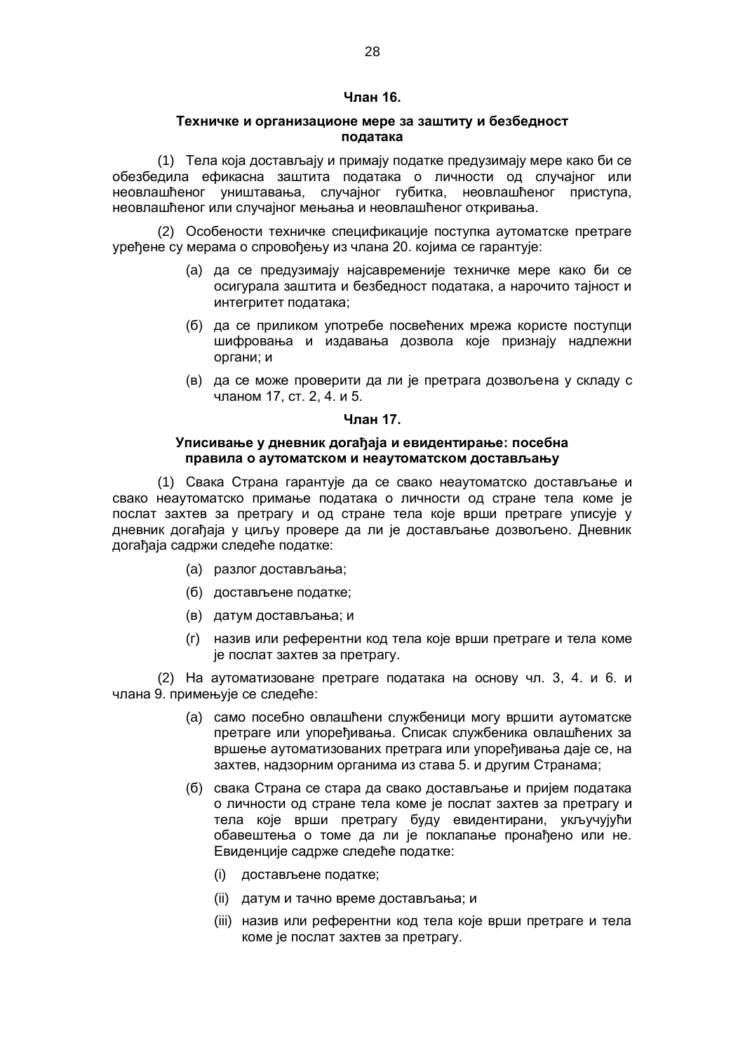### Члан 16.

### Техничке и организационе мере за заштиту и безбедност података

(1) Тела која достављају и примају податке предузимају мере како би се обезбедила ефикасна заштита података о личности од случајног или неовлашћеног уништавања, случајног губитка, неовлашћеног приступа, неовлашћеног или случајног мењања и неовлашћеног откривања.

(2) Особености техничке спецификације поступка аутоматске претраге уређене су мерама о спровођењу из члана 20. којима се гарантује:

- (а) да се предузимају најсавременије техничке мере како би се осигурала заштита и безбедност података, а нарочито тајност и интегритет података;
- (б) да се приликом употребе посвећених мрежа користе поступци шифровања и издавања дозвола које признају надлежни органи; и
- (в) да се може проверити да ли је претрага дозвољена у складу с чланом 17, ст. 2, 4. и 5.

### Члан 17.

### Уписивање у дневник догађаја и евидентирање: посебна правила о аутоматском и неаутоматском достављању

(1) Свака Страна гарантује да се свако неаутоматско достављање и свако неаутоматско примање података о личности од стране тела коме је послат захтев за претрагу и од стране тела које врши претраге уписује у дневник догађаја у циљу провере да ли је достављање дозвољено. Дневник догађаја садржи следеће податке:

- (а) разлог достављања;
- (б) достављене податке;
- (в) датум достављања; и
- (г) назив или референтни код тела које врши претраге и тела коме је послат захтев за претрагу.

(2) На аутоматизоване претраге података на основу чл. 3, 4. и 6. и члана 9. примењује се следеће:

- (а) само посебно овлашћени службеници могу вршити аутоматске претраге или упоређивања. Списак службеника овлашћених за вршење аутоматизованих претрага или упоређивања даје се, на захтев, надзорним органима из става 5. и другим Странама;
- (б) свака Страна се стара да свако достављање и пријем података о личности од стране тела коме је послат захтев за претрагу и тела које врши претрагу буду евидентирани, укључујући обавештења о томе да ли је поклапање пронађено или не. Евиденције садрже следеће податке:
  - (i) достављене податке;
  - (ii) датум и тачно време достављања; и
  - (iii) назив или референтни код тела које врши претраге и тела коме је послат захтев за претрагу.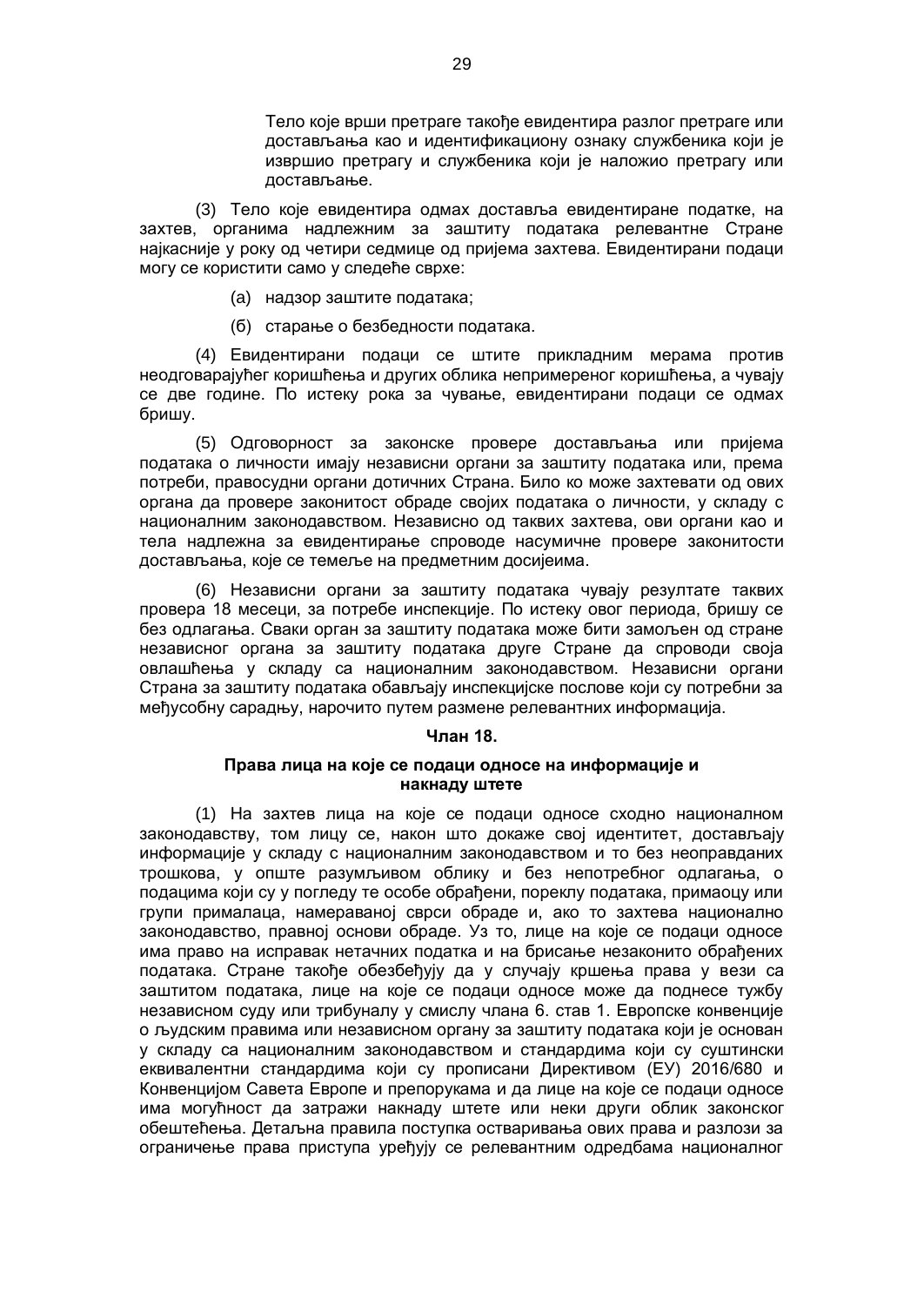Тело које врши претраге такође евидентира разлог претраге или достављања као и идентификациону ознаку службеника који је извршио претрагу и службеника који је наложио претрагу или достављање.

(3) Тело које евидентира одмах доставља евидентиране податке, на захтев, органима надлежним за заштиту података релевантне Стране најкасније у року од четири седмице од пријема захтева. Евидентирани подаци могу се користити само у следеће сврхе:

(а) надзор заштите података;

(б) старање о безбедности података.

(4) Евидентирани подаци се штите прикладним мерама против неодговарајућег коришћења и других облика непримереног коришћења, а чувају се две године. По истеку рока за чување, евидентирани подаци се одмах бришу.

(5) Одговорност за законске провере достављања или пријема података о личности имају независни органи за заштиту података или, према потреби, правосудни органи дотичних Страна. Било ко може захтевати од ових органа да провере законитост обраде својих података о личности, у складу с националним законодавством. Независно од таквих захтева, ови органи као и тела надлежна за евидентирање спроводе насумичне провере законитости достављања, које се темеље на предметним досијеима.

(6) Независни органи за заштиту података чувају резултате таквих провера 18 месеци, за потребе инспекције. По истеку овог периода, бришу се без одлагања. Сваки орган за заштиту података може бити замољен од стране независног органа за заштиту података друге Стране да спроводи своја овлашћења у складу са националним законодавством. Независни органи Страна за заштиту података обављају инспекцијске послове који су потребни за међусобну сарадњу, нарочито путем размене релевантних информација.

**Члан 18.**

**Права лица на које се подаци односе на информације и накнаду штете**

(1) На захтев лица на које се подаци односе сходно националном законодавству, том лицу се, након што докаже свој идентитет, достављају информације у складу с националним законодавством и то без неоправданих трошкова, у опште разумљивом облику и без непотребног одлагања, о подацима који су у погледу те особе обрађени, пореклу података, примаоцу или групи прималаца, намераваној сврси обраде и, ако то захтева национално законодавство, правној основи обраде. Уз то, лице на које се подаци односе има право на исправак нетачних податка и на брисање незаконито обрађених података. Стране такође обезбеђују да у случају кршења права у вези са заштитом података, лице на које се подаци односе може да поднесе тужбу независном суду или трибуналу у смислу члана 6. став 1. Европске конвенције о људским правима или независном органу за заштиту података који је основан у складу са националним законодавством и стандардима који су суштински еквивалентни стандардима који су прописани Директивом (ЕУ) 2016/680 и Конвенцијом Савета Европе и препорукама и да лице на које се подаци односе има могућност да затражи накнаду штете или неки други облик законског обештећења. Детаљна правила поступка остваривања ових права и разлози за ограничење права приступа уређују се релевантним одредбама националног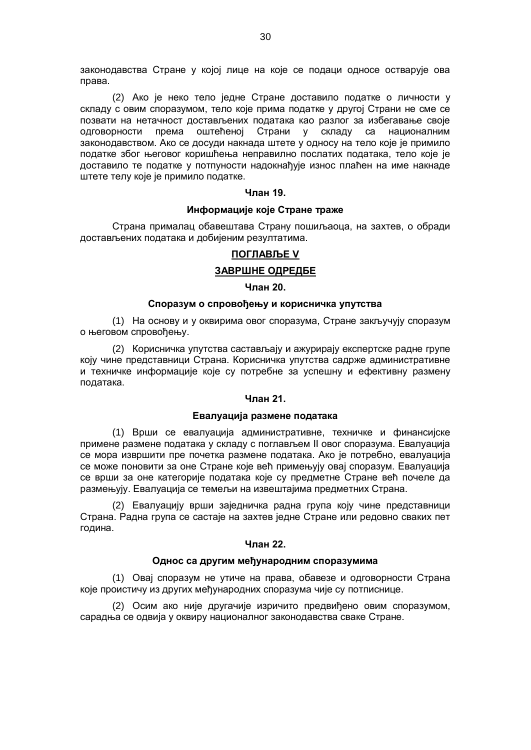законодавства Стране у којој лице на које се подаци односе остварује ова права.

(2) Ако је неко тело једне Стране доставило податке о личности у складу с овим споразумом, тело које прима податке у другој Страни не сме се позвати на нетачност достављених података као разлог за избегавање своје одговорности према оштећеној Страни у складу са националним законодавством. Ако се досуди накнада штете у односу на тело које је примило податке због његовог коришћења неправилно послатих података, тело које је доставило те податке у потпуности надокнађује износ плаћен на име накнаде штете телу које је примило податке.

**Члан 19.**

**Информације које Стране траже**

Страна прималац обавештава Страну пошиљаоца, на захтев, о обради достављених података и добијеним резултатима.

## ПОГЛАВЉЕ V

## ЗАВРШНЕ ОДРЕДБЕ

**Члан 20.**

**Споразум о спровођењу и корисничка упутства**

(1) На основу и у оквирима овог споразума, Стране закључују споразум о његовом спровођењу.

(2) Корисничка упутства састављају и ажурирају експертске радне групе коју чине представници Страна. Корисничка упутства садрже административне и техничке информације које су потребне за успешну и ефективну размену података.

**Члан 21.**

**Евалуација размене података**

(1) Врши се евалуација административне, техничке и финансијске примене размене података у складу с поглављем II овог споразума. Евалуација се мора извршити пре почетка размене података. Ако је потребно, евалуација се може поновити за оне Стране које већ примењују овај споразум. Евалуација се врши за оне категорије података које су предметне Стране већ почеле да размењују. Евалуација се темељи на извештајима предметних Страна.

(2) Евалуацију врши заједничка радна група коју чине представници Страна. Радна група се састаје на захтев једне Стране или редовно сваких пет година.

**Члан 22.**

**Однос са другим међународним споразумима**

(1) Овај споразум не утиче на права, обавезе и одговорности Страна које проистичу из других међународних споразума чије су потписнице.

(2) Осим ако није другачије изричито предвиђено овим споразумом, сарадња се одвија у оквиру националног законодавства сваке Стране.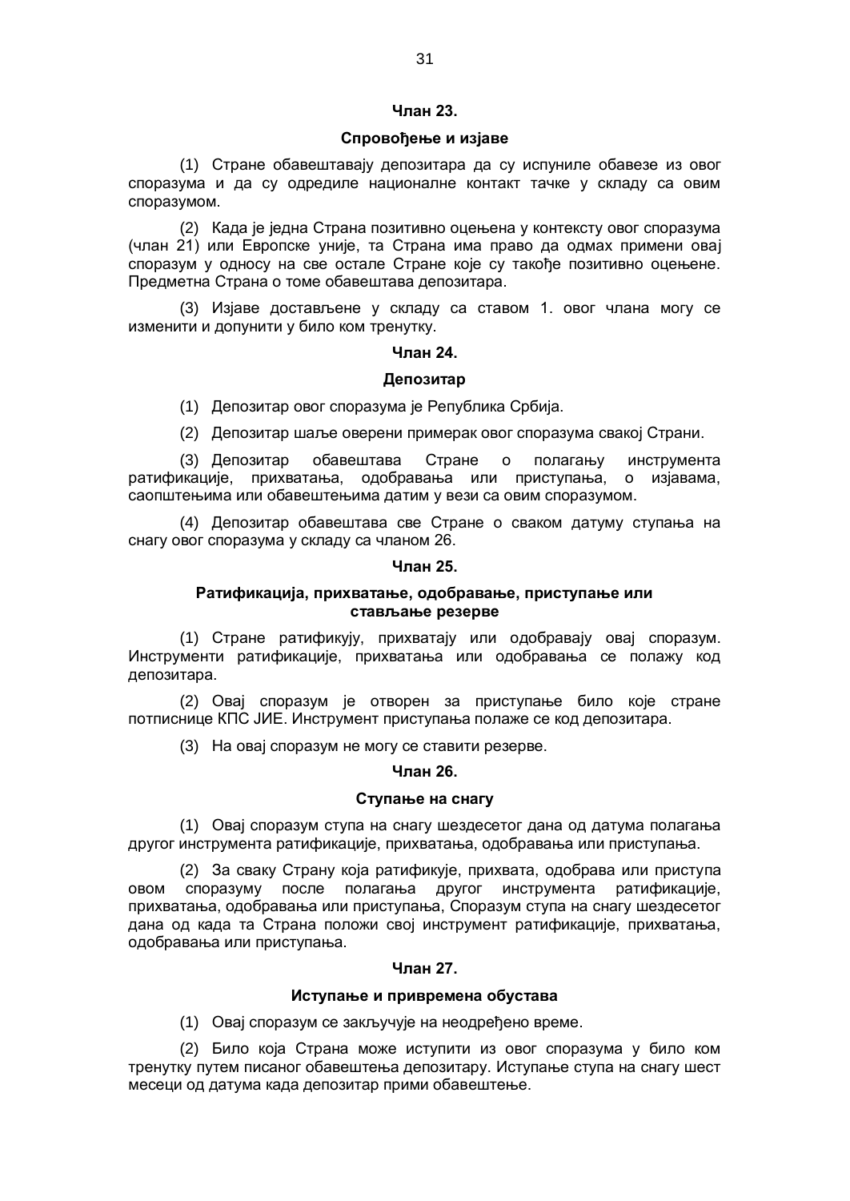**Члан 23.**

**Спровођење и изјаве**

(1) Стране обавештавају депозитара да су испуниле обавезе из овог споразума и да су одредиле националне контакт тачке у складу са овим споразумом.

(2) Када је једна Страна позитивно оцењена у контексту овог споразума (члан 21) или Европске уније, та Страна има право да одмах примени овај споразум у односу на све остале Стране које су такође позитивно оцењене. Предметна Страна о томе обавештава депозитара.

(3) Изјаве достављене у складу са ставом 1. овог члана могу се изменити и допунити у било ком тренутку.

**Члан 24.**

**Депозитар**

(1) Депозитар овог споразума је Република Србија.

(2) Депозитар шаље оверени примерак овог споразума свакој Страни.

(3) Депозитар обавештава Стране о полагању инструмента ратификације, прихватања, одобравања или приступања, о изјавама, саопштењима или обавештењима датим у вези са овим споразумом.

(4) Депозитар обавештава све Стране о сваком датуму ступања на снагу овог споразума у складу са чланом 26.

**Члан 25.**

**Ратификација, прихватање, одобравање, приступање или стављање резерве**

(1) Стране ратификују, прихватају или одобравају овај споразум. Инструменти ратификације, прихватања или одобравања се полажу код депозитара.

(2) Овај споразум је отворен за приступање било које стране потписнице КПС ЈИЕ. Инструмент приступања полаже се код депозитара.

(3) На овај споразум не могу се ставити резерве.

**Члан 26.**

**Ступање на снагу**

(1) Овај споразум ступа на снагу шездесетог дана од датума полагања другог инструмента ратификације, прихватања, одобравања или приступања.

(2) За сваку Страну која ратификује, прихвата, одобрава или приступа овом споразуму после полагања другог инструмента ратификације, прихватања, одобравања или приступања, Споразум ступа на снагу шездесетог дана од када та Страна положи свој инструмент ратификације, прихватања, одобравања или приступања.

**Члан 27.**

**Иступање и привремена обустава**

(1) Овај споразум се закључује на неодређено време.

(2) Било која Страна може иступити из овог споразума у било ком тренутку путем писаног обавештења депозитару. Иступање ступа на снагу шест месеци од датума када депозитар прими обавештење.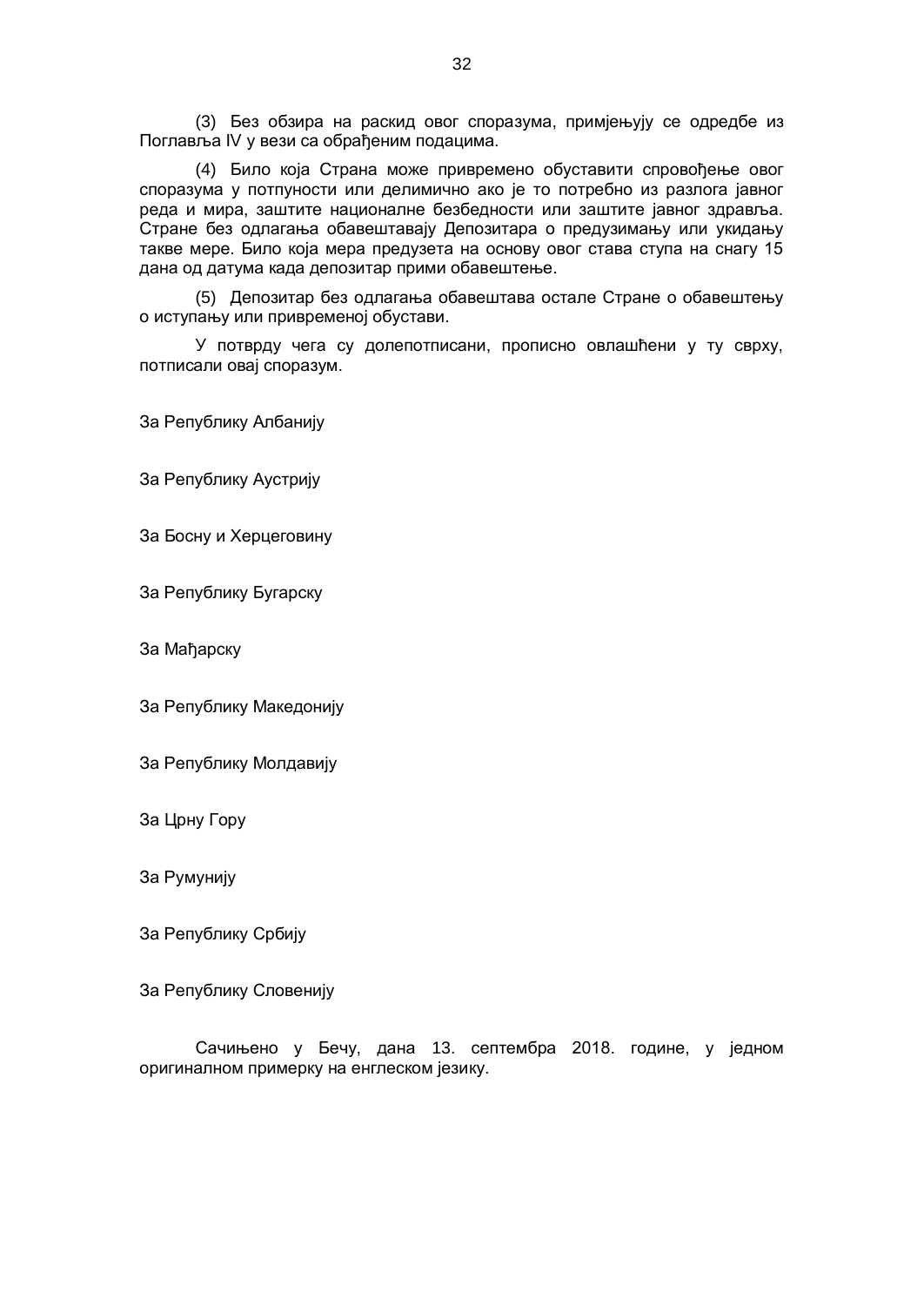(3) Без обзира на раскид овог споразума, примјењују се одредбе из Поглавља IV у вези са обрађеним подацима.

(4) Било која Страна може привремено обуставити спровођење овог споразума у потпуности или делимично ако је то потребно из разлога јавног реда и мира, заштите националне безбедности или заштите јавног здравља. Стране без одлагања обавештавају Депозитара о предузимању или укидању такве мере. Било која мера предузета на основу овог става ступа на снагу 15 дана од датума када депозитар прими обавештење.

(5) Депозитар без одлагања обавештава остале Стране о обавештењу о иступању или привременој обустави.

У потврду чега су долепотписани, прописно овлашћени у ту сврху, потписали овај споразум.

За Републику Албанију

За Републику Аустрију

За Босну и Херцеговину

За Републику Бугарску

За Мађарску

За Републику Македонију

За Републику Молдавију

За Црну Гору

За Румунију

За Републику Србију

За Републику Словенију

Сачињено у Бечу, дана 13. септембра 2018. године, у једном оригиналном примерку на енглеском језику.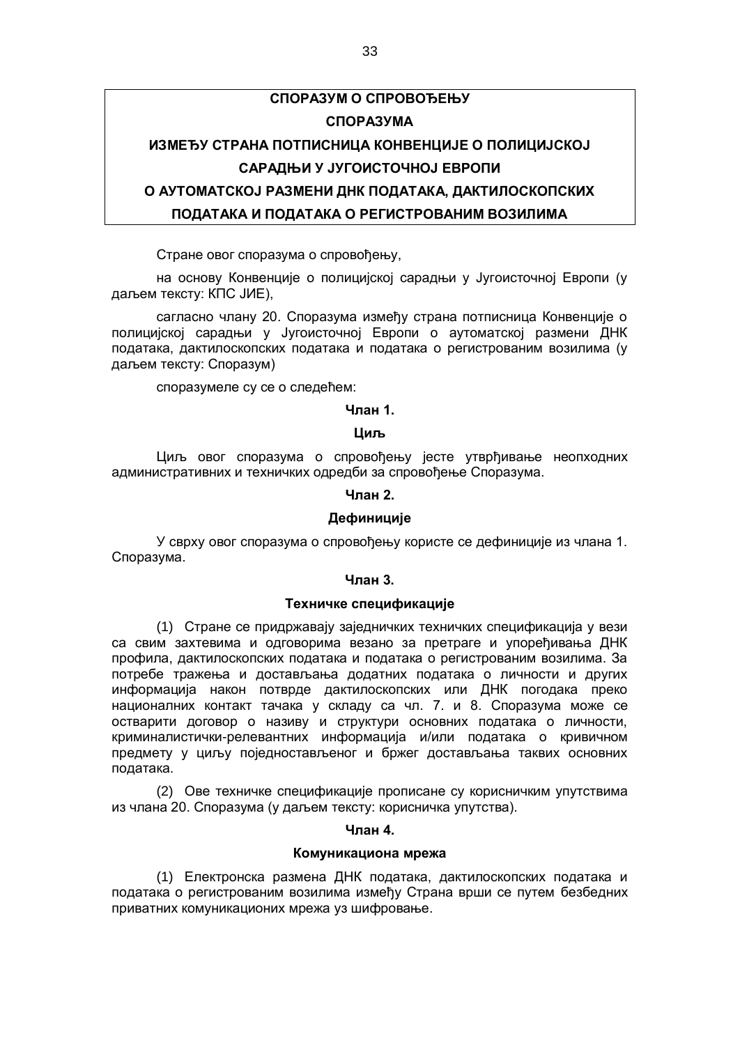**СПОРАЗУМ О СПРОВОЂЕЊУ**
**СПОРАЗУМА**
**ИЗМЕЂУ СТРАНА ПОТПИСНИЦА КОНВЕНЦИЈЕ О ПОЛИЦИЈСКОЈ САРАДЊИ У ЈУГОИСТОЧНОЈ ЕВРОПИ**
**О АУТОМАТСКОЈ РАЗМЕНИ ДНК ПОДАТАКА, ДАКТИЛОСКОПСКИХ ПОДАТАКА И ПОДАТАКА О РЕГИСТРОВАНИМ ВОЗИЛИМА**

Стране овог споразума о спровођењу,

на основу Конвенције о полицијској сарадњи у Југоисточној Европи (у даљем тексту: КПС ЈИЕ),

сагласно члану 20. Споразума између страна потписница Конвенције о полицијској сарадњи у Југоисточној Европи о аутоматској размени ДНК података, дактилоскопских података и података о регистрованим возилима (у даљем тексту: Споразум)

споразумеле су се о следећем:

**Члан 1.**

**Циљ**

Циљ овог споразума о спровођењу јесте утврђивање неопходних административних и техничких одредби за спровођење Споразума.

**Члан 2.**

**Дефиниције**

У сврху овог споразума о спровођењу користе се дефиниције из члана 1. Споразума.

**Члан 3.**

**Техничке спецификације**

(1) Стране се придржавају заједничких техничких спецификација у вези са свим захтевима и одговорима везано за претраге и упоређивања ДНК профила, дактилоскопских података и података о регистрованим возилима. За потребе тражења и достављања додатних података о личности и других информација након потврде дактилоскопских или ДНК погодака преко националних контакт тачака у складу са чл. 7. и 8. Споразума може се остварити договор о називу и структури основних података о личности, криминалистички-релевантних информација и/или података о кривичном предмету у циљу поједностављеног и бржег достављања таквих основних података.

(2) Ове техничке спецификације прописане су корисничким упутствима из члана 20. Споразума (у даљем тексту: корисничка упутства).

**Члан 4.**

**Комуникациона мрежа**

(1) Електронска размена ДНК података, дактилоскопских података и података о регистрованим возилима између Страна врши се путем безбедних приватних комуникационих мрежа уз шифровање.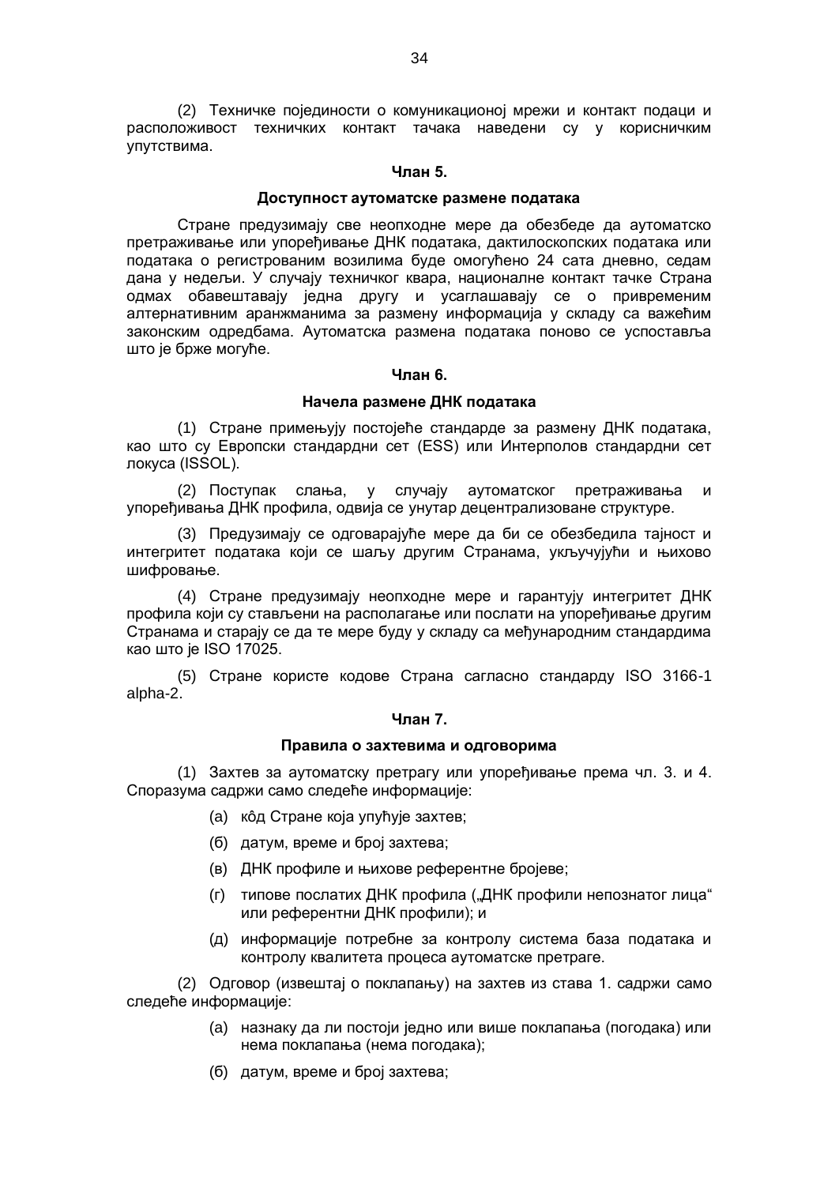(2) Техничке појединости о комуникационој мрежи и контакт подаци и расположивост техничких контакт тачака наведени су у корисничким упутствима.

### Члан 5.

### Доступност аутоматске размене података

Стране предузимају све неопходне мере да обезбеде да аутоматско претраживање или упоређивање ДНК података, дактилоскопских података или података о регистрованим возилима буде омогућено 24 сата дневно, седам дана у недељи. У случају техничког квара, националне контакт тачке Страна одмах обавештавају једна другу и усаглашавају се о привременим алтернативним аранжманима за размену информација у складу са важећим законским одредбама. Аутоматска размена података поново се успоставља што је брже могуће.

### Члан 6.

### Начела размене ДНК података

(1) Стране примењују постојеће стандарде за размену ДНК података, као што су Европски стандардни сет (ESS) или Интерполов стандардни сет локуса (ISSOL).

(2) Поступак слања, у случају аутоматског претраживања и упоређивања ДНК профила, одвија се унутар децентрализоване структуре.

(3) Предузимају се одговарајуће мере да би се обезбедила тајност и интегритет података који се шаљу другим Странама, укључујући и њихово шифровање.

(4) Стране предузимају неопходне мере и гарантују интегритет ДНК профила који су стављени на располагање или послати на упоређивање другим Странама и старају се да те мере буду у складу са међународним стандардима као што је ISO 17025.

(5) Стране користе кодове Страна сагласно стандарду ISO 3166-1 alpha-2.

### Члан 7.

### Правила о захтевима и одговорима

(1) Захтев за аутоматску претрагу или упоређивање према чл. 3. и 4. Споразума садржи само следеће информације:

- (а) кôд Стране која упућује захтев;
- (б) датум, време и број захтева;
- (в) ДНК профиле и њихове референтне бројеве;
- (г) типове послатих ДНК профила („ДНК профили непознатог лица“ или референтни ДНК профили); и
- (д) информације потребне за контролу система база података и контролу квалитета процеса аутоматске претраге.

(2) Одговор (извештај о поклапању) на захтев из става 1. садржи само следеће информације:

- (а) назнаку да ли постоји једно или више поклапања (погодака) или нема поклапања (нема погодака);
- (б) датум, време и број захтева;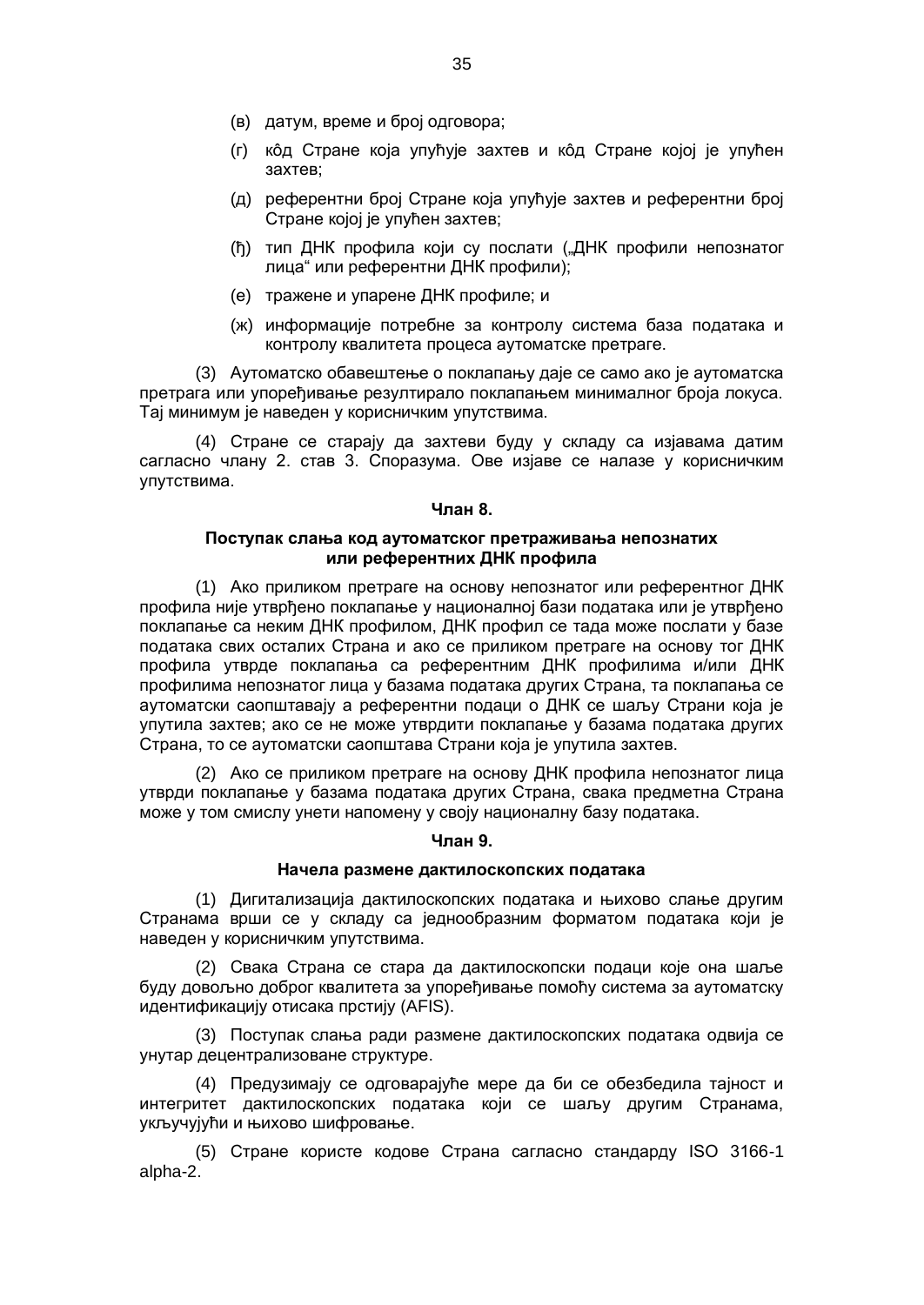(в) датум, време и број одговора;

(г) кôд Стране која упућује захтев и кôд Стране којој је упућен захтев;

(д) референтни број Стране која упућује захтев и референтни број Стране којој је упућен захтев;

(ђ) тип ДНК профила који су послати („ДНК профили непознатог лица" или референтни ДНК профили);

(е) тражене и упарене ДНК профиле; и

(ж) информације потребне за контролу система база података и контролу квалитета процеса аутоматске претраге.

(3) Аутоматско обавештење о поклапању даје се само ако је аутоматска претрага или упоређивање резултирало поклапањем минималног броја локуса. Тај минимум је наведен у корисничким упутствима.

(4) Стране се старају да захтеви буду у складу са изјавама датим сагласно члану 2. став 3. Споразума. Ове изјаве се налазе у корисничким упутствима.

**Члан 8.**

**Поступак слања код аутоматског претраживања непознатих или референтних ДНК профила**

(1) Ако приликом претраге на основу непознатог или референтног ДНК профила није утврђено поклапање у националној бази података или је утврђено поклапање са неким ДНК профилом, ДНК профил се тада може послати у базе података свих осталих Страна и ако се приликом претраге на основу тог ДНК профила утврде поклапања са референтним ДНК профилима и/или ДНК профилима непознатог лица у базама података других Страна, та поклапања се аутоматски саопштавају а референтни подаци о ДНК се шаљу Страни која је упутила захтев; ако се не може утврдити поклапање у базама података других Страна, то се аутоматски саопштава Страни која је упутила захтев.

(2) Ако се приликом претраге на основу ДНК профила непознатог лица утврди поклапање у базама података других Страна, свака предметна Страна може у том смислу унети напомену у своју националну базу података.

**Члан 9.**

**Начела размене дактилоскопских података**

(1) Дигитализација дактилоскопских података и њихово слање другим Странама врши се у складу са једнообразним форматом података који је наведен у корисничким упутствима.

(2) Свака Страна се стара да дактилоскопски подаци које она шаље буду довољно доброг квалитета за упоређивање помоћу система за аутоматску идентификацију отисака прстију (AFIS).

(3) Поступак слања ради размене дактилоскопских података одвија се унутар децентрализоване структуре.

(4) Предузимају се одговарајуће мере да би се обезбедила тајност и интегритет дактилоскопских података који се шаљу другим Странама, укључујући и њихово шифровање.

(5) Стране користе кодове Страна сагласно стандарду ISO 3166-1 alpha-2.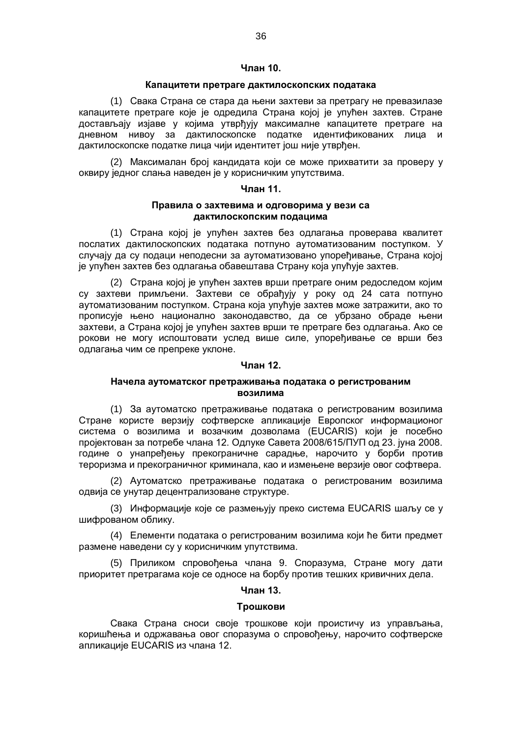### Члан 10.

#### Капацитети претраге дактилоскопских података

(1) Свака Страна се стара да њени захтеви за претрагу не превазилазе капацитете претраге које је одредила Страна којој је упућен захтев. Стране достављају изјаве у којима утврђују максималне капацитете претраге на дневном нивоу за дактилоскопске податке идентификованих лица и дактилоскопске податке лица чији идентитет још није утврђен.

(2) Максималан број кандидата који се може прихватити за проверу у оквиру једног слања наведен је у корисничким упутствима.

### Члан 11.

#### Правила о захтевима и одговорима у вези са дактилоскопским подацима

(1) Страна којој је упућен захтев без одлагања проверава квалитет послатих дактилоскопских података потпуно аутоматизованим поступком. У случају да су подаци неподесни за аутоматизовано упоређивање, Страна којој је упућен захтев без одлагања обавештава Страну која упућује захтев.

(2) Страна којој је упућен захтев врши претраге оним редоследом којим су захтеви примљени. Захтеви се обрађују у року од 24 сата потпуно аутоматизованим поступком. Страна која упућује захтев може затражити, ако то прописује њено национално законодавство, да се убрзано обраде њени захтеви, а Страна којој је упућен захтев врши те претраге без одлагања. Ако се рокови не могу испоштовати услед више силе, упоређивање се врши без одлагања чим се препреке уклоне.

### Члан 12.

#### Начела аутоматског претраживања података о регистрованим возилима

(1) За аутоматско претраживање података о регистрованим возилима Стране користе верзију софтверске апликације Европског информационог система о возилима и возачким дозволама (EUCARIS) који је посебно пројектован за потребе члана 12. Одлуке Савета 2008/615/ПУП од 23. јуна 2008. године о унапређењу прекограничне сарадње, нарочито у борби против тероризма и прекограничног криминала, као и измењене верзије овог софтвера.

(2) Аутоматско претраживање података о регистрованим возилима одвија се унутар децентрализоване структуре.

(3) Информације које се размењују преко система EUCARIS шаљу се у шифрованом облику.

(4) Елементи података о регистрованим возилима који ће бити предмет размене наведени су у корисничким упутствима.

(5) Приликом спровођења члана 9. Споразума, Стране могу дати приоритет претрагама које се односе на борбу против тешких кривичних дела.

### Члан 13.

#### Трошкови

Свака Страна сноси своје трошкове који проистичу из управљања, коришћења и одржавања овог споразума о спровођењу, нарочито софтверске апликације EUCARIS из члана 12.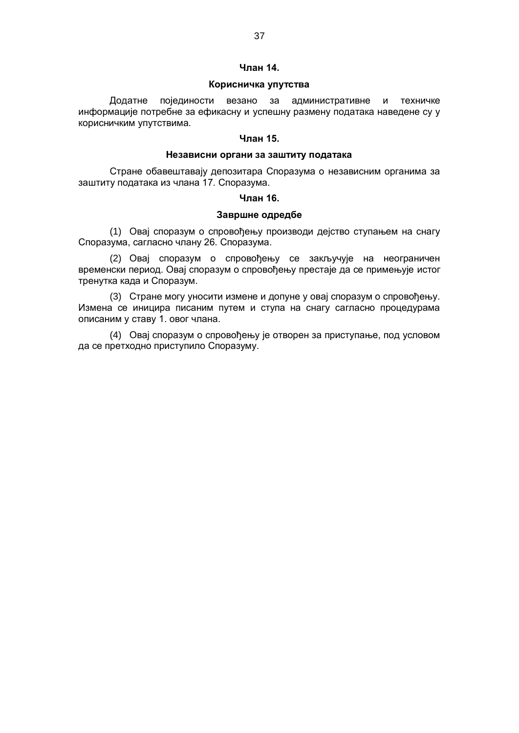**Члан 14.**

**Корисничка упутства**

Додатне појединости везано за административне и техничке информације потребне за ефикасну и успешну размену података наведене су у корисничким упутствима.

**Члан 15.**

**Независни органи за заштиту података**

Стране обавештавају депозитара Споразума о независним органима за заштиту података из члана 17. Споразума.

**Члан 16.**

**Завршне одредбе**

(1) Овај споразум о спровођењу производи дејство ступањем на снагу Споразума, сагласно члану 26. Споразума.

(2) Овај споразум о спровођењу се закључује на неограничен временски период. Овај споразум о спровођењу престаје да се примењује истог тренутка када и Споразум.

(3) Стране могу уносити измене и допуне у овај споразум о спровођењу. Измена се иницира писаним путем и ступа на снагу сагласно процедурама описаним у ставу 1. овог члана.

(4) Овај споразум о спровођењу је отворен за приступање, под условом да се претходно приступило Споразуму.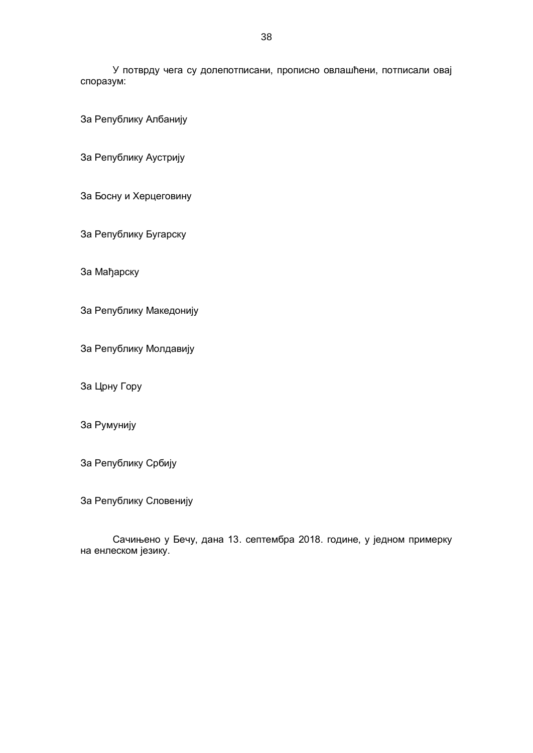У потврду чега су долепотписани, прописно овлашћени, потписали овај споразум:

За Републику Албанију

За Републику Аустрију

За Босну и Херцеговину

За Републику Бугарску

За Мађарску

За Републику Македонију

За Републику Молдавију

За Црну Гору

За Румунију

За Републику Србију

За Републику Словенију

Сачињено у Бечу, дана 13. септембра 2018. године, у једном примерку на енлеском језику.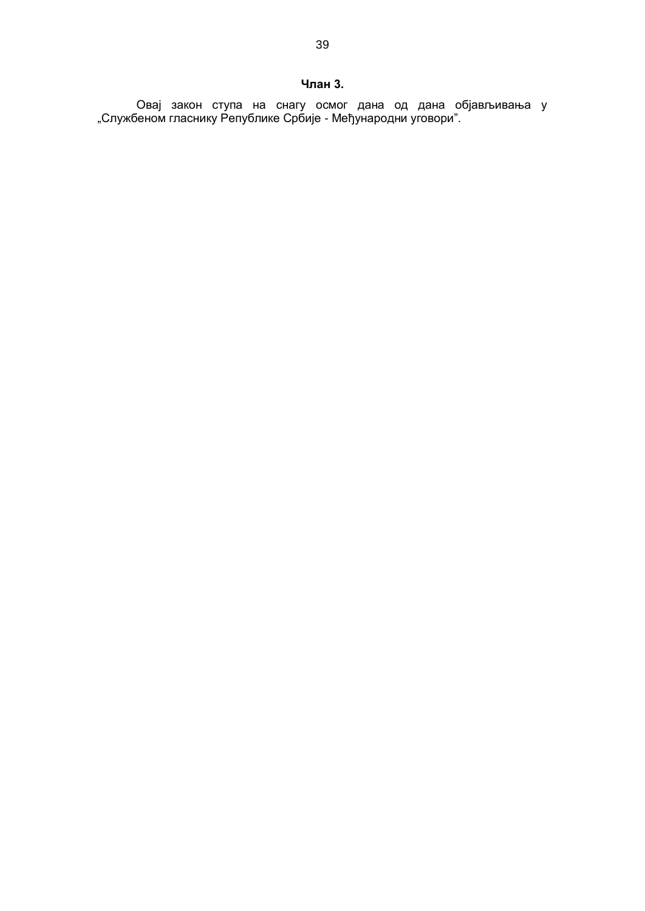**Члан 3.**

Овај закон ступа на снагу осмог дана од дана објављивања у „Службеном гласнику Републике Србије - Међународни уговори”.